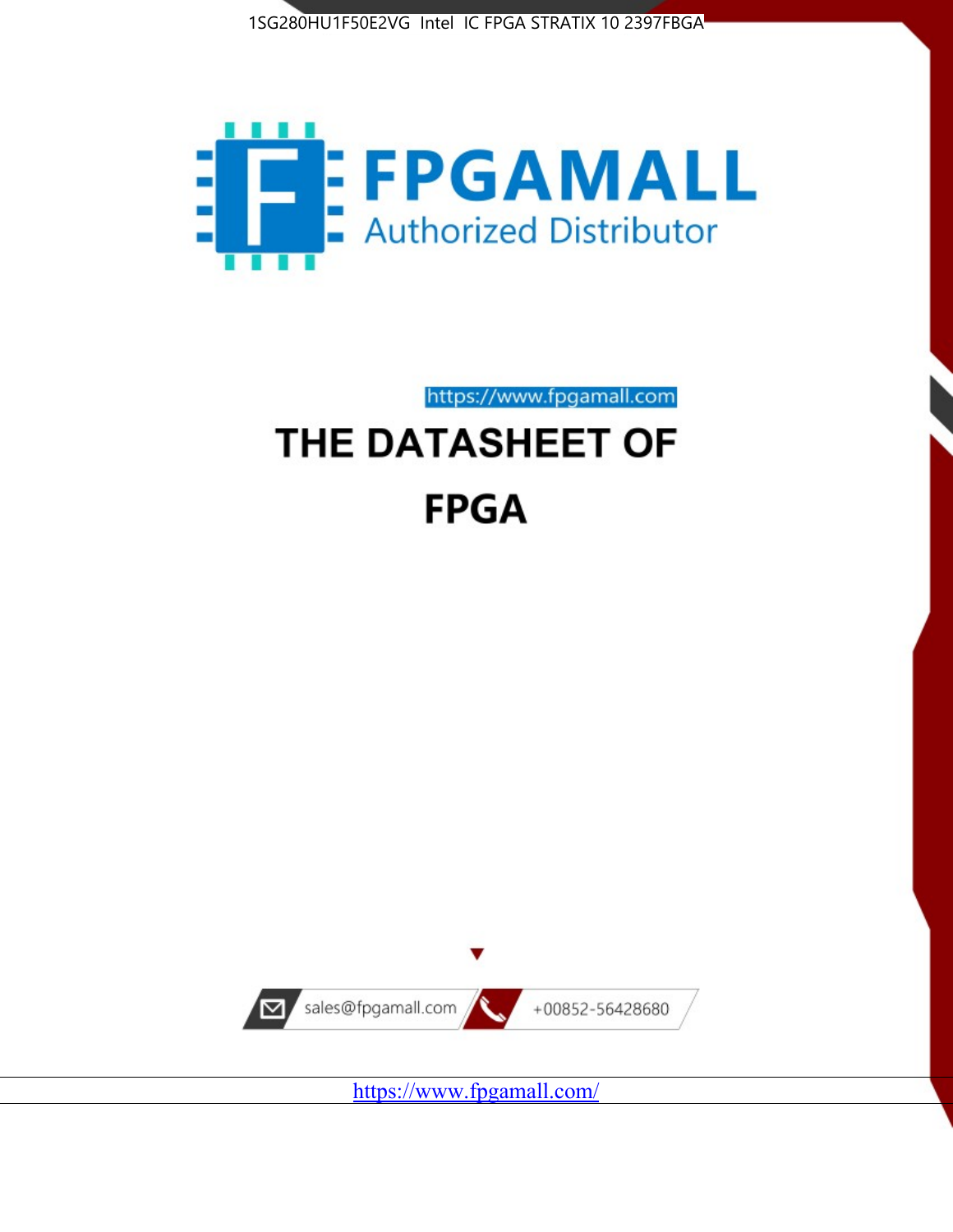1SG280HU1F50E2VG Intel IC FPGA STRATIX 10 2397FBGA

FPGAMALL

Authorized Distributor

https://www.fpgamall.com

# THE DATASHEET OF

# FPGA

sales@fpgamall.com

+00852-56428680

https://www.fpgamall.com/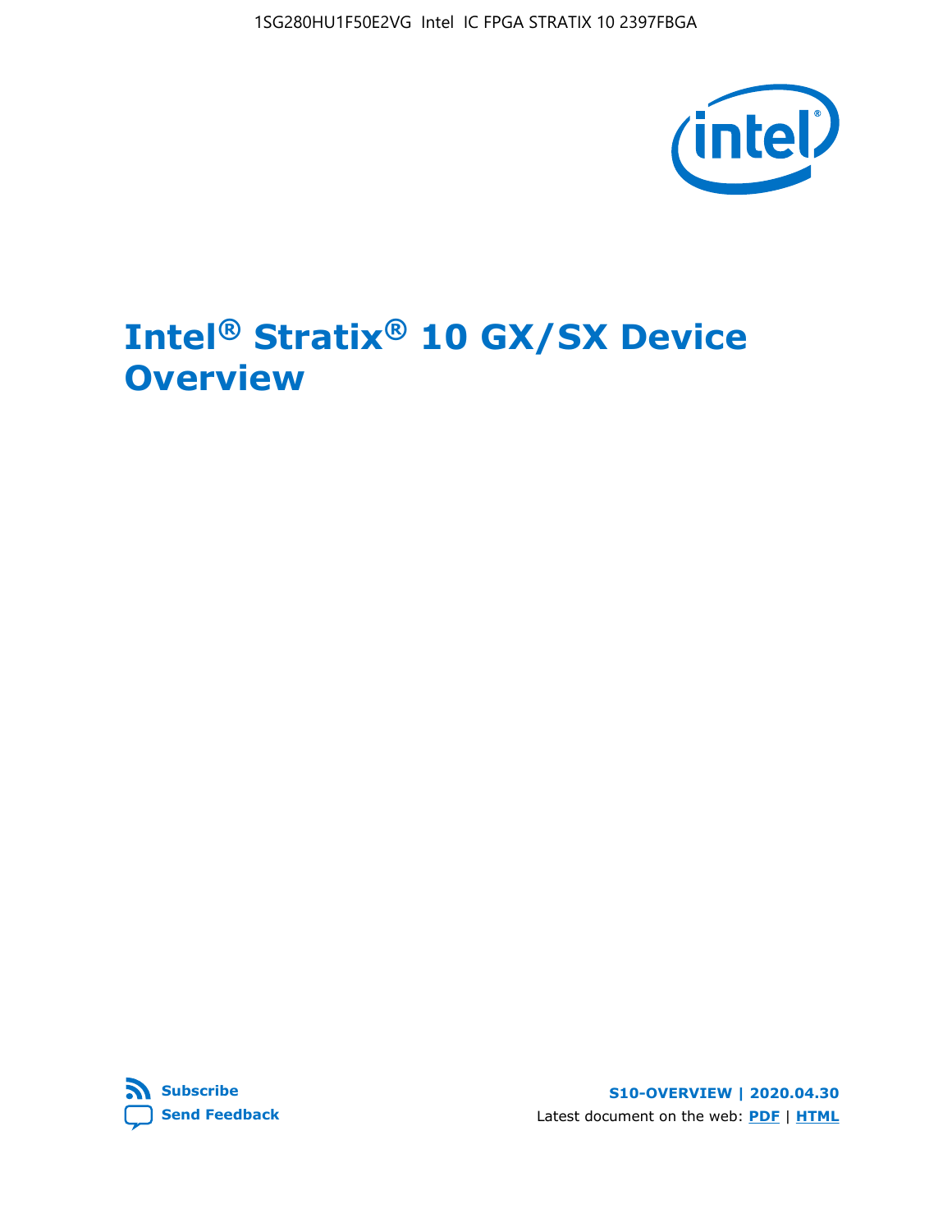# Intel® Stratix® 10 GX/SX Device Overview

**Subscribe**

**Send Feedback**

**S10-OVERVIEW | 2020.04.30**

Latest document on the web: **PDF** | **HTML**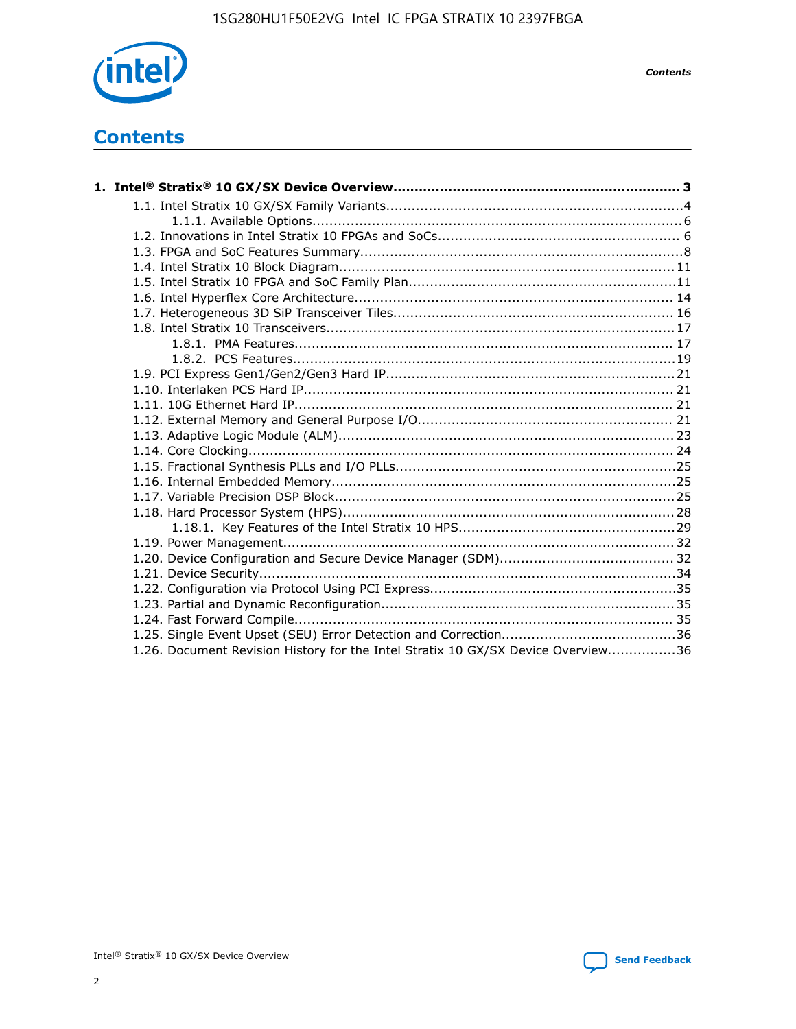# Contents

**1. Intel® Stratix® 10 GX/SX Device Overview.................................................................... 3**

- 1.1. Intel Stratix 10 GX/SX Family Variants......................................................................4
  - 1.1.1. Available Options.......................................................................................6
- 1.2. Innovations in Intel Stratix 10 FPGAs and SoCs......................................................... 6
- 1.3. FPGA and SoC Features Summary............................................................................8
- 1.4. Intel Stratix 10 Block Diagram................................................................................11
- 1.5. Intel Stratix 10 FPGA and SoC Family Plan................................................................11
- 1.6. Intel Hyperflex Core Architecture............................................................................ 14
- 1.7. Heterogeneous 3D SiP Transceiver Tiles.................................................................. 16
- 1.8. Intel Stratix 10 Transceivers...................................................................................17
  - 1.8.1. PMA Features......................................................................................... 17
  - 1.8.2. PCS Features..........................................................................................19
- 1.9. PCI Express Gen1/Gen2/Gen3 Hard IP.....................................................................21
- 1.10. Interlaken PCS Hard IP........................................................................................ 21
- 1.11. 10G Ethernet Hard IP.......................................................................................... 21
- 1.12. External Memory and General Purpose I/O............................................................. 21
- 1.13. Adaptive Logic Module (ALM)................................................................................ 23
- 1.14. Core Clocking..................................................................................................... 24
- 1.15. Fractional Synthesis PLLs and I/O PLLs..................................................................25
- 1.16. Internal Embedded Memory..................................................................................25
- 1.17. Variable Precision DSP Block.................................................................................25
- 1.18. Hard Processor System (HPS)...............................................................................28
  - 1.18.1. Key Features of the Intel Stratix 10 HPS...................................................29
- 1.19. Power Management............................................................................................ 32
- 1.20. Device Configuration and Secure Device Manager (SDM)......................................... 32
- 1.21. Device Security...................................................................................................34
- 1.22. Configuration via Protocol Using PCI Express...........................................................35
- 1.23. Partial and Dynamic Reconfiguration..................................................................... 35
- 1.24. Fast Forward Compile.......................................................................................... 35
- 1.25. Single Event Upset (SEU) Error Detection and Correction.........................................36
- 1.26. Document Revision History for the Intel Stratix 10 GX/SX Device Overview................36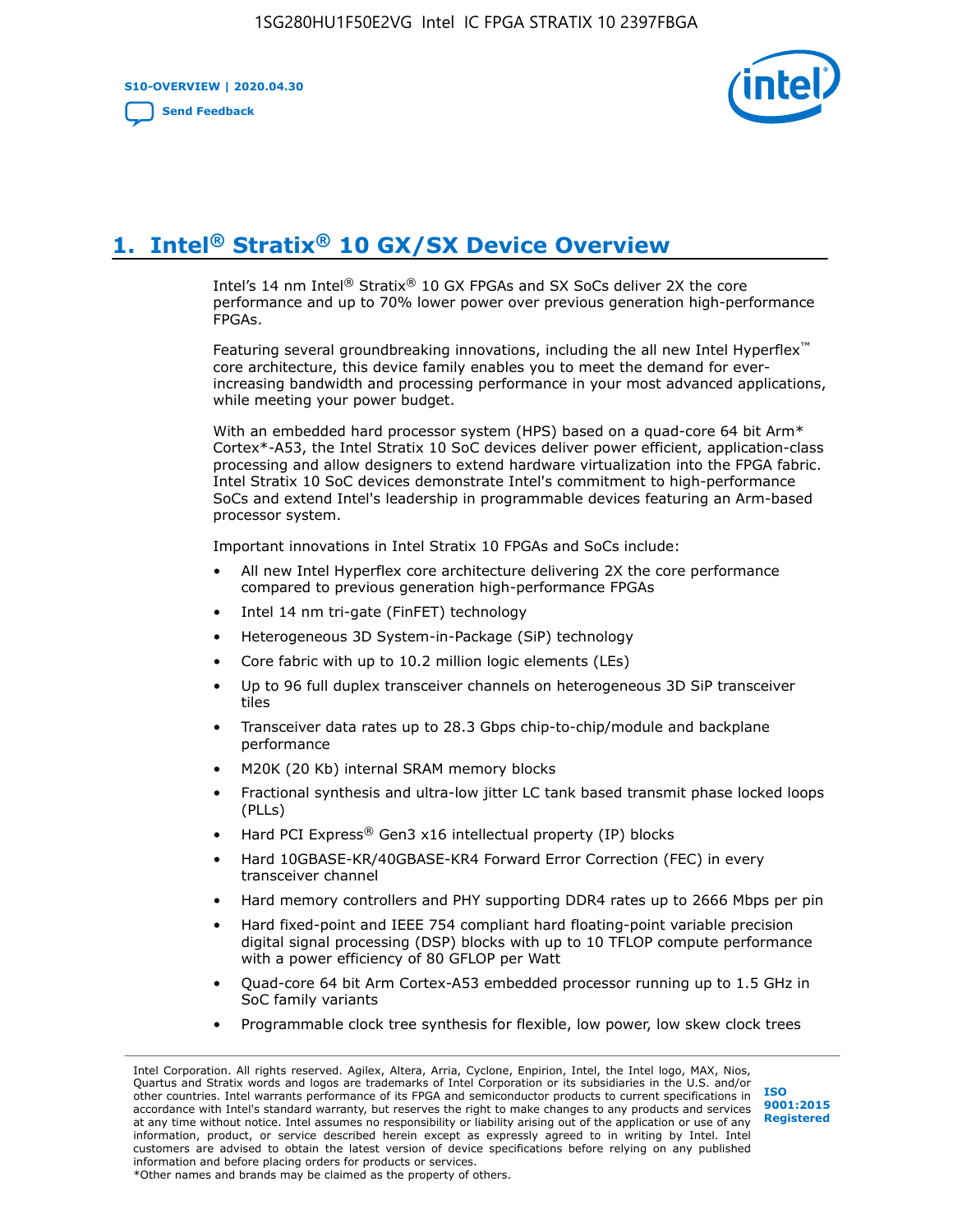# 1. Intel® Stratix® 10 GX/SX Device Overview

Intel's 14 nm Intel® Stratix® 10 GX FPGAs and SX SoCs deliver 2X the core performance and up to 70% lower power over previous generation high-performance FPGAs.

Featuring several groundbreaking innovations, including the all new Intel Hyperflex™ core architecture, this device family enables you to meet the demand for ever-increasing bandwidth and processing performance in your most advanced applications, while meeting your power budget.

With an embedded hard processor system (HPS) based on a quad-core 64 bit Arm* Cortex*-A53, the Intel Stratix 10 SoC devices deliver power efficient, application-class processing and allow designers to extend hardware virtualization into the FPGA fabric. Intel Stratix 10 SoC devices demonstrate Intel's commitment to high-performance SoCs and extend Intel's leadership in programmable devices featuring an Arm-based processor system.

Important innovations in Intel Stratix 10 FPGAs and SoCs include:

- All new Intel Hyperflex core architecture delivering 2X the core performance compared to previous generation high-performance FPGAs
- Intel 14 nm tri-gate (FinFET) technology
- Heterogeneous 3D System-in-Package (SiP) technology
- Core fabric with up to 10.2 million logic elements (LEs)
- Up to 96 full duplex transceiver channels on heterogeneous 3D SiP transceiver tiles
- Transceiver data rates up to 28.3 Gbps chip-to-chip/module and backplane performance
- M20K (20 Kb) internal SRAM memory blocks
- Fractional synthesis and ultra-low jitter LC tank based transmit phase locked loops (PLLs)
- Hard PCI Express® Gen3 x16 intellectual property (IP) blocks
- Hard 10GBASE-KR/40GBASE-KR4 Forward Error Correction (FEC) in every transceiver channel
- Hard memory controllers and PHY supporting DDR4 rates up to 2666 Mbps per pin
- Hard fixed-point and IEEE 754 compliant hard floating-point variable precision digital signal processing (DSP) blocks with up to 10 TFLOP compute performance with a power efficiency of 80 GFLOP per Watt
- Quad-core 64 bit Arm Cortex-A53 embedded processor running up to 1.5 GHz in SoC family variants
- Programmable clock tree synthesis for flexible, low power, low skew clock trees

Intel Corporation. All rights reserved. Agilex, Altera, Arria, Cyclone, Enpirion, Intel, the Intel logo, MAX, Nios, Quartus and Stratix words and logos are trademarks of Intel Corporation or its subsidiaries in the U.S. and/or other countries. Intel warrants performance of its FPGA and semiconductor products to current specifications in accordance with Intel's standard warranty, but reserves the right to make changes to any products and services at any time without notice. Intel assumes no responsibility or liability arising out of the application or use of any information, product, or service described herein except as expressly agreed to in writing by Intel. Intel customers are advised to obtain the latest version of device specifications before relying on any published information and before placing orders for products or services.
*Other names and brands may be claimed as the property of others.

ISO 9001:2015 Registered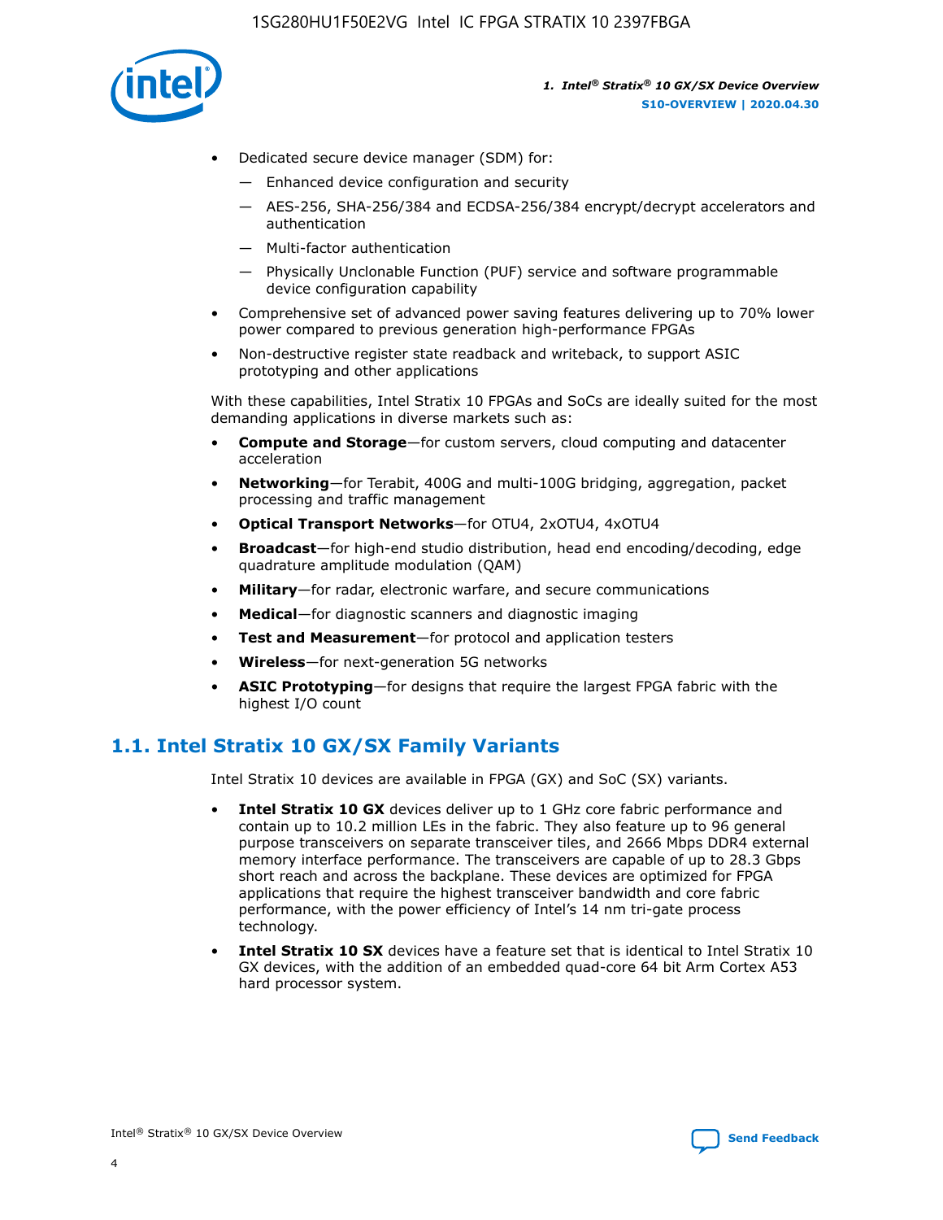- Dedicated secure device manager (SDM) for:
  - — Enhanced device configuration and security
  - — AES-256, SHA-256/384 and ECDSA-256/384 encrypt/decrypt accelerators and authentication
  - — Multi-factor authentication
  - — Physically Unclonable Function (PUF) service and software programmable device configuration capability
- Comprehensive set of advanced power saving features delivering up to 70% lower power compared to previous generation high-performance FPGAs
- Non-destructive register state readback and writeback, to support ASIC prototyping and other applications

With these capabilities, Intel Stratix 10 FPGAs and SoCs are ideally suited for the most demanding applications in diverse markets such as:

- **Compute and Storage**—for custom servers, cloud computing and datacenter acceleration
- **Networking**—for Terabit, 400G and multi-100G bridging, aggregation, packet processing and traffic management
- **Optical Transport Networks**—for OTU4, 2xOTU4, 4xOTU4
- **Broadcast**—for high-end studio distribution, head end encoding/decoding, edge quadrature amplitude modulation (QAM)
- **Military**—for radar, electronic warfare, and secure communications
- **Medical**—for diagnostic scanners and diagnostic imaging
- **Test and Measurement**—for protocol and application testers
- **Wireless**—for next-generation 5G networks
- **ASIC Prototyping**—for designs that require the largest FPGA fabric with the highest I/O count

## 1.1. Intel Stratix 10 GX/SX Family Variants

Intel Stratix 10 devices are available in FPGA (GX) and SoC (SX) variants.

- **Intel Stratix 10 GX** devices deliver up to 1 GHz core fabric performance and contain up to 10.2 million LEs in the fabric. They also feature up to 96 general purpose transceivers on separate transceiver tiles, and 2666 Mbps DDR4 external memory interface performance. The transceivers are capable of up to 28.3 Gbps short reach and across the backplane. These devices are optimized for FPGA applications that require the highest transceiver bandwidth and core fabric performance, with the power efficiency of Intel's 14 nm tri-gate process technology.
- **Intel Stratix 10 SX** devices have a feature set that is identical to Intel Stratix 10 GX devices, with the addition of an embedded quad-core 64 bit Arm Cortex A53 hard processor system.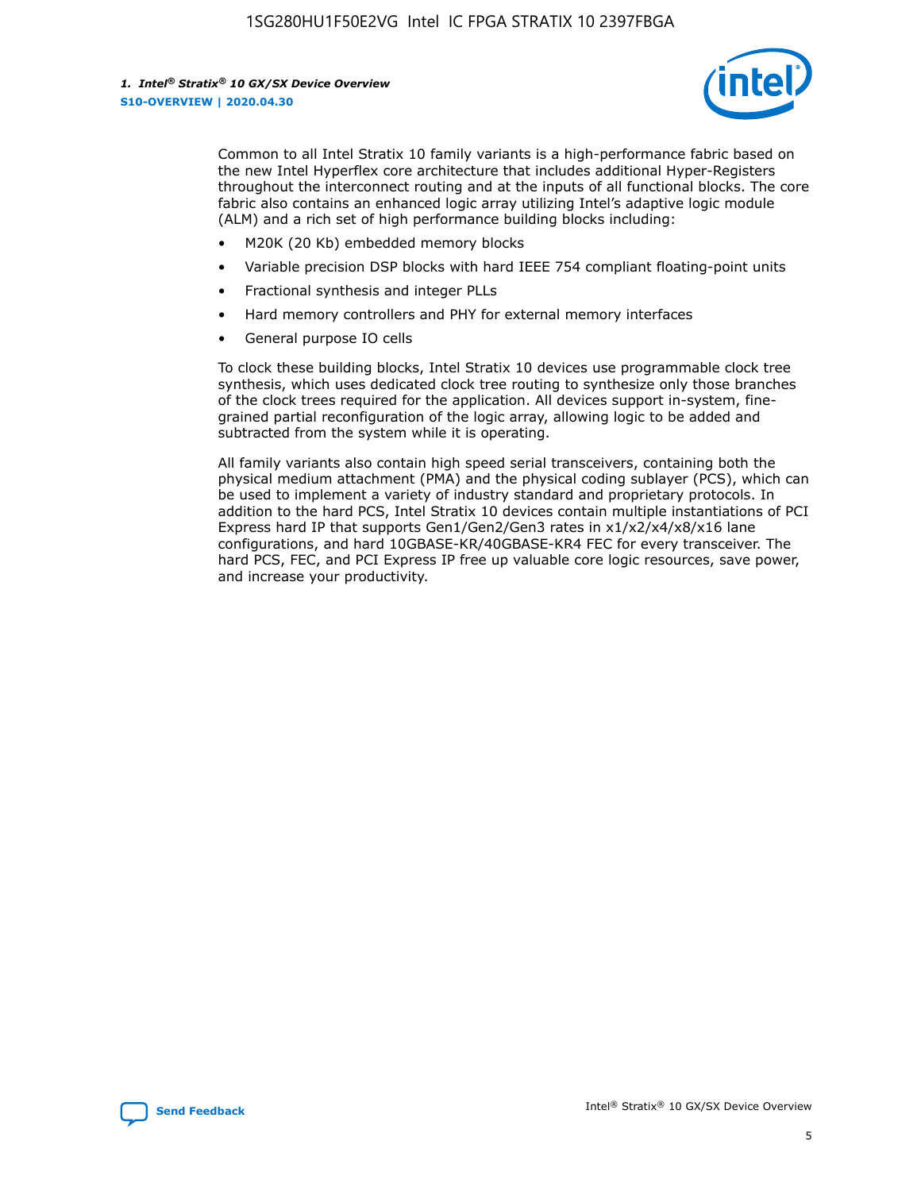Common to all Intel Stratix 10 family variants is a high-performance fabric based on the new Intel Hyperflex core architecture that includes additional Hyper-Registers throughout the interconnect routing and at the inputs of all functional blocks. The core fabric also contains an enhanced logic array utilizing Intel's adaptive logic module (ALM) and a rich set of high performance building blocks including:

- M20K (20 Kb) embedded memory blocks
- Variable precision DSP blocks with hard IEEE 754 compliant floating-point units
- Fractional synthesis and integer PLLs
- Hard memory controllers and PHY for external memory interfaces
- General purpose IO cells

To clock these building blocks, Intel Stratix 10 devices use programmable clock tree synthesis, which uses dedicated clock tree routing to synthesize only those branches of the clock trees required for the application. All devices support in-system, fine-grained partial reconfiguration of the logic array, allowing logic to be added and subtracted from the system while it is operating.

All family variants also contain high speed serial transceivers, containing both the physical medium attachment (PMA) and the physical coding sublayer (PCS), which can be used to implement a variety of industry standard and proprietary protocols. In addition to the hard PCS, Intel Stratix 10 devices contain multiple instantiations of PCI Express hard IP that supports Gen1/Gen2/Gen3 rates in x1/x2/x4/x8/x16 lane configurations, and hard 10GBASE-KR/40GBASE-KR4 FEC for every transceiver. The hard PCS, FEC, and PCI Express IP free up valuable core logic resources, save power, and increase your productivity.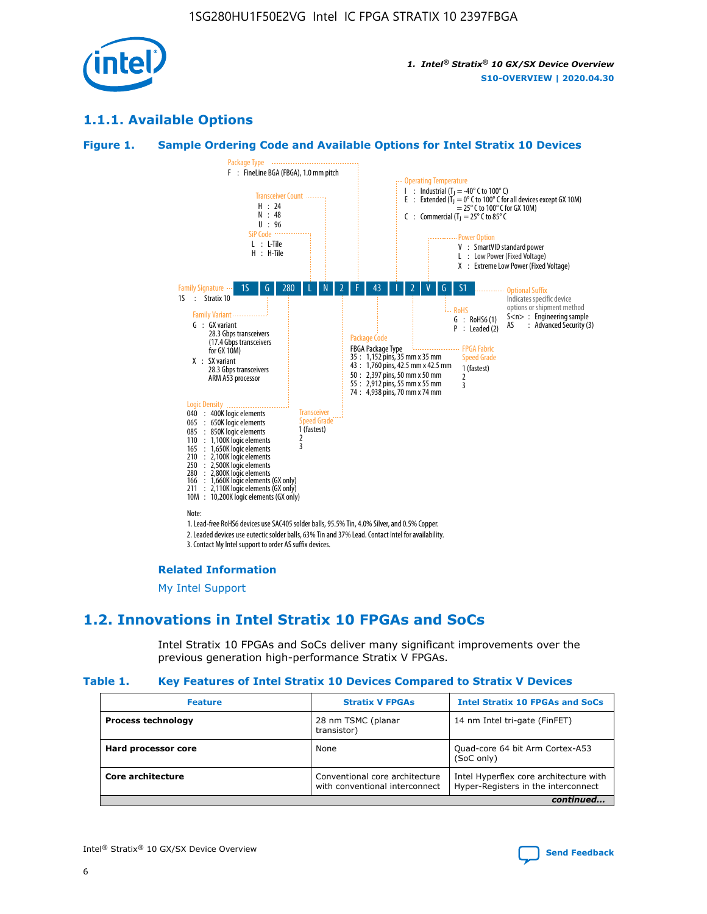## 1.1.1. Available Options

### Figure 1. Sample Ordering Code and Available Options for Intel Stratix 10 Devices

| 1S | G | 280 | L | N | 2 | F | 43 | I | 2 | V | G | S1 |
|---|---|---|---|---|---|---|---|---|---|---|---|---|

**Family Signature**
1S : Stratix 10

**Family Variant**
G : GX variant
28.3 Gbps transceivers
(17.4 Gbps transceivers for GX 10M)
X : SX variant
28.3 Gbps transceivers
ARM A53 processor

**Logic Density**
040 : 400K logic elements
065 : 650K logic elements
085 : 850K logic elements
110 : 1,100K logic elements
165 : 1,650K logic elements
210 : 2,100K logic elements
250 : 2,500K logic elements
280 : 2,800K logic elements
166 : 1,660K logic elements (GX only)
211 : 2,110K logic elements (GX only)
10M : 10,200K logic elements (GX only)

**SiP Code**
L : L-Tile
H : H-Tile

**Transceiver Count**
H : 24
N : 48
U : 96

**Transceiver Speed Grade**
1 (fastest)
2
3

**Package Type**
F : FineLine BGA (FBGA), 1.0 mm pitch

**Package Code**
FBGA Package Type
35 : 1,152 pins, 35 mm x 35 mm
43 : 1,760 pins, 42.5 mm x 42.5 mm
50 : 2,397 pins, 50 mm x 50 mm
55 : 2,912 pins, 55 mm x 55 mm
74 : 4,938 pins, 70 mm x 74 mm

**Operating Temperature**
I : Industrial ($T_J$ = -40° C to 100° C)
E : Extended ($T_J$ = 0° C to 100° C for all devices except GX 10M) = 25° C to 100° C for GX 10M)
C : Commercial ($T_J$ = 25° C to 85° C

**FPGA Fabric Speed Grade**
1 (fastest)
2
3

**Power Option**
V : SmartVID standard power
L : Low Power (Fixed Voltage)
X : Extreme Low Power (Fixed Voltage)

**RoHS**
G : RoHS6 (1)
P : Leaded (2)

**Optional Suffix**
Indicates specific device options or shipment method
S<n> : Engineering sample
AS : Advanced Security (3)

Note:
1. Lead-free RoHS6 devices use SAC405 solder balls, 95.5% Tin, 4.0% Silver, and 0.5% Copper.
2. Leaded devices use eutectic solder balls, 63% Tin and 37% Lead. Contact Intel for availability.
3. Contact My Intel support to order AS suffix devices.

#### Related Information

My Intel Support

## 1.2. Innovations in Intel Stratix 10 FPGAs and SoCs

Intel Stratix 10 FPGAs and SoCs deliver many significant improvements over the previous generation high-performance Stratix V FPGAs.

### Table 1. Key Features of Intel Stratix 10 Devices Compared to Stratix V Devices

| Feature | Stratix V FPGAs | Intel Stratix 10 FPGAs and SoCs |
|---|---|---|
| **Process technology** | 28 nm TSMC (planar transistor) | 14 nm Intel tri-gate (FinFET) |
| **Hard processor core** | None | Quad-core 64 bit Arm Cortex-A53 (SoC only) |
| **Core architecture** | Conventional core architecture with conventional interconnect | Intel Hyperflex core architecture with Hyper-Registers in the interconnect |

*continued...*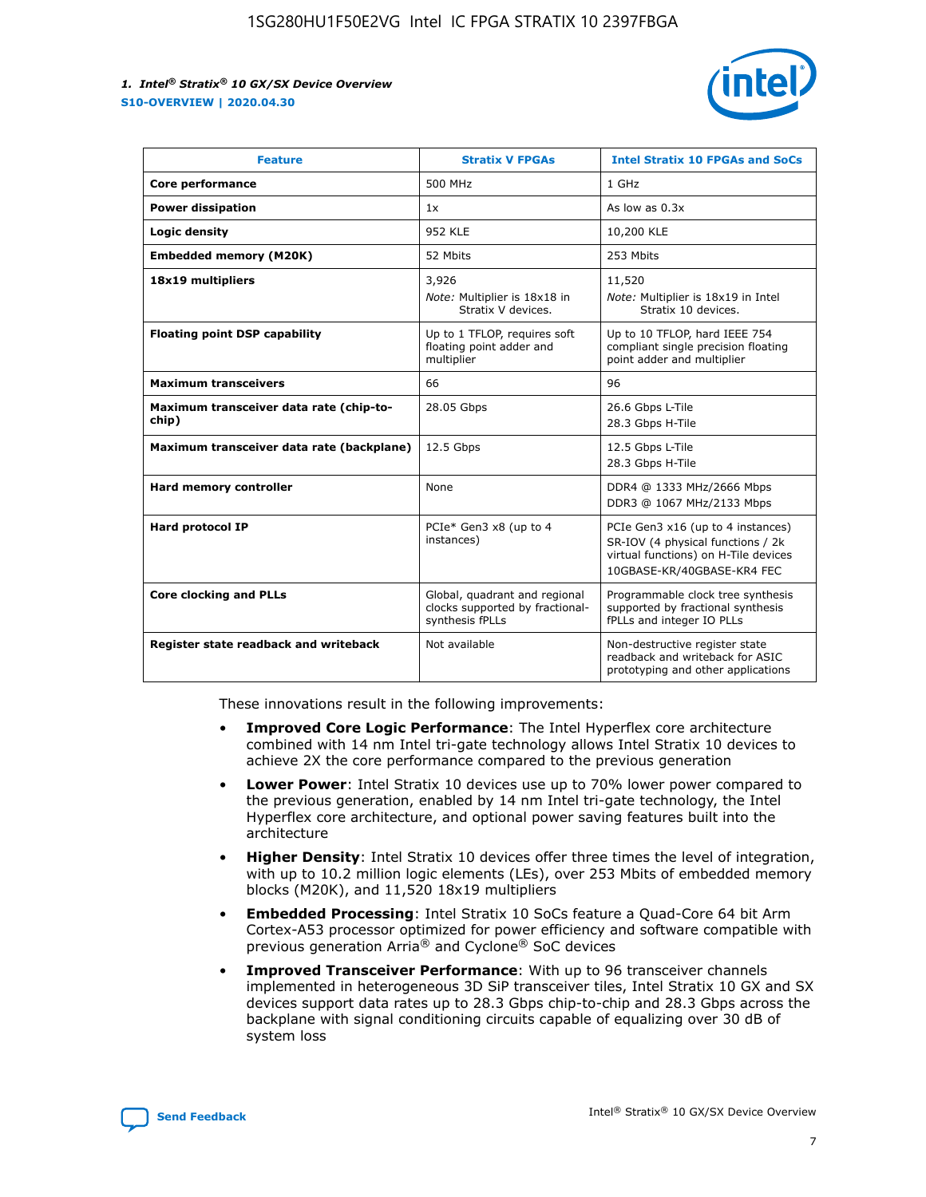| Feature | Stratix V FPGAs | Intel Stratix 10 FPGAs and SoCs |
|---|---|---|
| **Core performance** | 500 MHz | 1 GHz |
| **Power dissipation** | 1x | As low as 0.3x |
| **Logic density** | 952 KLE | 10,200 KLE |
| **Embedded memory (M20K)** | 52 Mbits | 253 Mbits |
| **18x19 multipliers** | 3,926<br>*Note:* Multiplier is 18x18 in Stratix V devices. | 11,520<br>*Note:* Multiplier is 18x19 in Intel Stratix 10 devices. |
| **Floating point DSP capability** | Up to 1 TFLOP, requires soft floating point adder and multiplier | Up to 10 TFLOP, hard IEEE 754 compliant single precision floating point adder and multiplier |
| **Maximum transceivers** | 66 | 96 |
| **Maximum transceiver data rate (chip-to-chip)** | 28.05 Gbps | 26.6 Gbps L-Tile<br>28.3 Gbps H-Tile |
| **Maximum transceiver data rate (backplane)** | 12.5 Gbps | 12.5 Gbps L-Tile<br>28.3 Gbps H-Tile |
| **Hard memory controller** | None | DDR4 @ 1333 MHz/2666 Mbps<br>DDR3 @ 1067 MHz/2133 Mbps |
| **Hard protocol IP** | PCIe* Gen3 x8 (up to 4 instances) | PCIe Gen3 x16 (up to 4 instances)<br>SR-IOV (4 physical functions / 2k virtual functions) on H-Tile devices<br>10GBASE-KR/40GBASE-KR4 FEC |
| **Core clocking and PLLs** | Global, quadrant and regional clocks supported by fractional-synthesis fPLLs | Programmable clock tree synthesis supported by fractional synthesis fPLLs and integer IO PLLs |
| **Register state readback and writeback** | Not available | Non-destructive register state readback and writeback for ASIC prototyping and other applications |

These innovations result in the following improvements:

- **Improved Core Logic Performance**: The Intel Hyperflex core architecture combined with 14 nm Intel tri-gate technology allows Intel Stratix 10 devices to achieve 2X the core performance compared to the previous generation
- **Lower Power**: Intel Stratix 10 devices use up to 70% lower power compared to the previous generation, enabled by 14 nm Intel tri-gate technology, the Intel Hyperflex core architecture, and optional power saving features built into the architecture
- **Higher Density**: Intel Stratix 10 devices offer three times the level of integration, with up to 10.2 million logic elements (LEs), over 253 Mbits of embedded memory blocks (M20K), and 11,520 18x19 multipliers
- **Embedded Processing**: Intel Stratix 10 SoCs feature a Quad-Core 64 bit Arm Cortex-A53 processor optimized for power efficiency and software compatible with previous generation Arria® and Cyclone® SoC devices
- **Improved Transceiver Performance**: With up to 96 transceiver channels implemented in heterogeneous 3D SiP transceiver tiles, Intel Stratix 10 GX and SX devices support data rates up to 28.3 Gbps chip-to-chip and 28.3 Gbps across the backplane with signal conditioning circuits capable of equalizing over 30 dB of system loss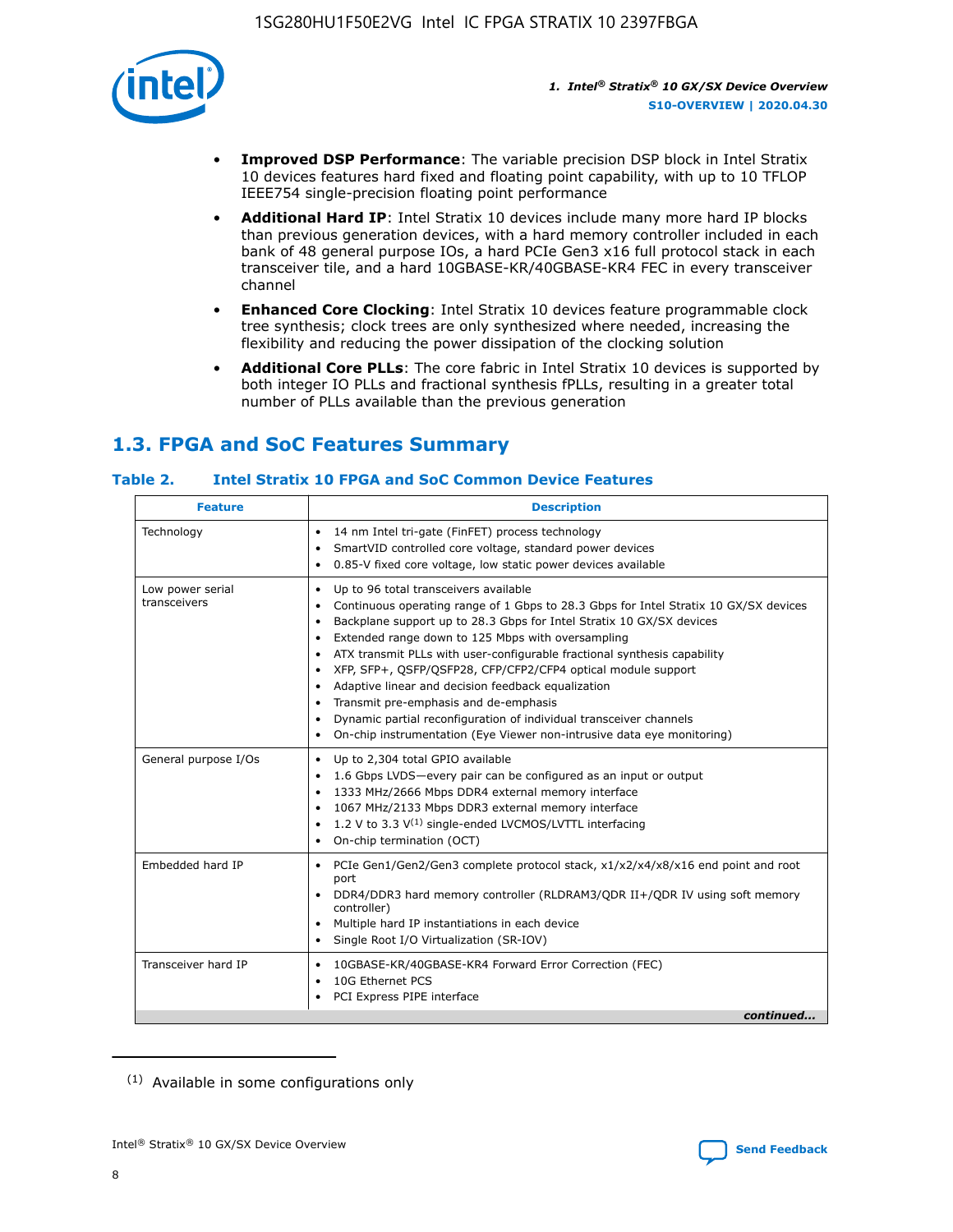- **Improved DSP Performance**: The variable precision DSP block in Intel Stratix 10 devices features hard fixed and floating point capability, with up to 10 TFLOP IEEE754 single-precision floating point performance
- **Additional Hard IP**: Intel Stratix 10 devices include many more hard IP blocks than previous generation devices, with a hard memory controller included in each bank of 48 general purpose IOs, a hard PCIe Gen3 x16 full protocol stack in each transceiver tile, and a hard 10GBASE-KR/40GBASE-KR4 FEC in every transceiver channel
- **Enhanced Core Clocking**: Intel Stratix 10 devices feature programmable clock tree synthesis; clock trees are only synthesized where needed, increasing the flexibility and reducing the power dissipation of the clocking solution
- **Additional Core PLLs**: The core fabric in Intel Stratix 10 devices is supported by both integer IO PLLs and fractional synthesis fPLLs, resulting in a greater total number of PLLs available than the previous generation

## 1.3. FPGA and SoC Features Summary

### Table 2. Intel Stratix 10 FPGA and SoC Common Device Features

| Feature | Description |
| --- | --- |
| Technology | • 14 nm Intel tri-gate (FinFET) process technology<br>• SmartVID controlled core voltage, standard power devices<br>• 0.85-V fixed core voltage, low static power devices available |
| Low power serial transceivers | • Up to 96 total transceivers available<br>• Continuous operating range of 1 Gbps to 28.3 Gbps for Intel Stratix 10 GX/SX devices<br>• Backplane support up to 28.3 Gbps for Intel Stratix 10 GX/SX devices<br>• Extended range down to 125 Mbps with oversampling<br>• ATX transmit PLLs with user-configurable fractional synthesis capability<br>• XFP, SFP+, QSFP/QSFP28, CFP/CFP2/CFP4 optical module support<br>• Adaptive linear and decision feedback equalization<br>• Transmit pre-emphasis and de-emphasis<br>• Dynamic partial reconfiguration of individual transceiver channels<br>• On-chip instrumentation (Eye Viewer non-intrusive data eye monitoring) |
| General purpose I/Os | • Up to 2,304 total GPIO available<br>• 1.6 Gbps LVDS—every pair can be configured as an input or output<br>• 1333 MHz/2666 Mbps DDR4 external memory interface<br>• 1067 MHz/2133 Mbps DDR3 external memory interface<br>• 1.2 V to 3.3 V[(1)] single-ended LVCMOS/LVTTL interfacing<br>• On-chip termination (OCT) |
| Embedded hard IP | • PCIe Gen1/Gen2/Gen3 complete protocol stack, x1/x2/x4/x8/x16 end point and root port<br>• DDR4/DDR3 hard memory controller (RLDRAM3/QDR II+/QDR IV using soft memory controller)<br>• Multiple hard IP instantiations in each device<br>• Single Root I/O Virtualization (SR-IOV) |
| Transceiver hard IP | • 10GBASE-KR/40GBASE-KR4 Forward Error Correction (FEC)<br>• 10G Ethernet PCS<br>• PCI Express PIPE interface |

*continued...*

(1) Available in some configurations only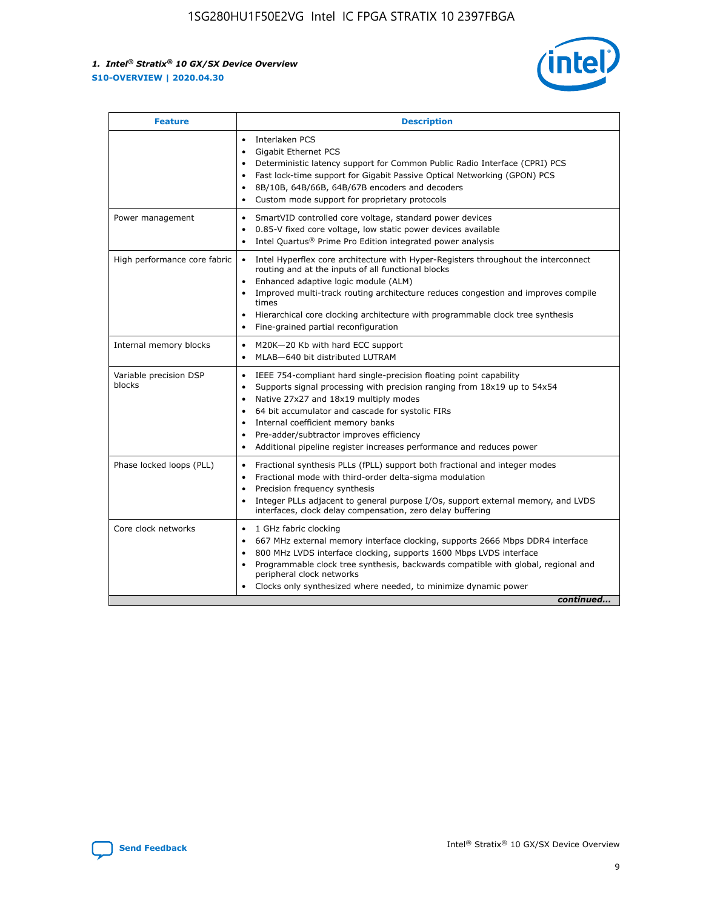| Feature | Description |
| --- | --- |
| | • Interlaken PCS<br>• Gigabit Ethernet PCS<br>• Deterministic latency support for Common Public Radio Interface (CPRI) PCS<br>• Fast lock-time support for Gigabit Passive Optical Networking (GPON) PCS<br>• 8B/10B, 64B/66B, 64B/67B encoders and decoders<br>• Custom mode support for proprietary protocols |
| Power management | • SmartVID controlled core voltage, standard power devices<br>• 0.85-V fixed core voltage, low static power devices available<br>• Intel Quartus® Prime Pro Edition integrated power analysis |
| High performance core fabric | • Intel Hyperflex core architecture with Hyper-Registers throughout the interconnect routing and at the inputs of all functional blocks<br>• Enhanced adaptive logic module (ALM)<br>• Improved multi-track routing architecture reduces congestion and improves compile times<br>• Hierarchical core clocking architecture with programmable clock tree synthesis<br>• Fine-grained partial reconfiguration |
| Internal memory blocks | • M20K—20 Kb with hard ECC support<br>• MLAB—640 bit distributed LUTRAM |
| Variable precision DSP blocks | • IEEE 754-compliant hard single-precision floating point capability<br>• Supports signal processing with precision ranging from 18x19 up to 54x54<br>• Native 27x27 and 18x19 multiply modes<br>• 64 bit accumulator and cascade for systolic FIRs<br>• Internal coefficient memory banks<br>• Pre-adder/subtractor improves efficiency<br>• Additional pipeline register increases performance and reduces power |
| Phase locked loops (PLL) | • Fractional synthesis PLLs (fPLL) support both fractional and integer modes<br>• Fractional mode with third-order delta-sigma modulation<br>• Precision frequency synthesis<br>• Integer PLLs adjacent to general purpose I/Os, support external memory, and LVDS interfaces, clock delay compensation, zero delay buffering |
| Core clock networks | • 1 GHz fabric clocking<br>• 667 MHz external memory interface clocking, supports 2666 Mbps DDR4 interface<br>• 800 MHz LVDS interface clocking, supports 1600 Mbps LVDS interface<br>• Programmable clock tree synthesis, backwards compatible with global, regional and peripheral clock networks<br>• Clocks only synthesized where needed, to minimize dynamic power |

*continued...*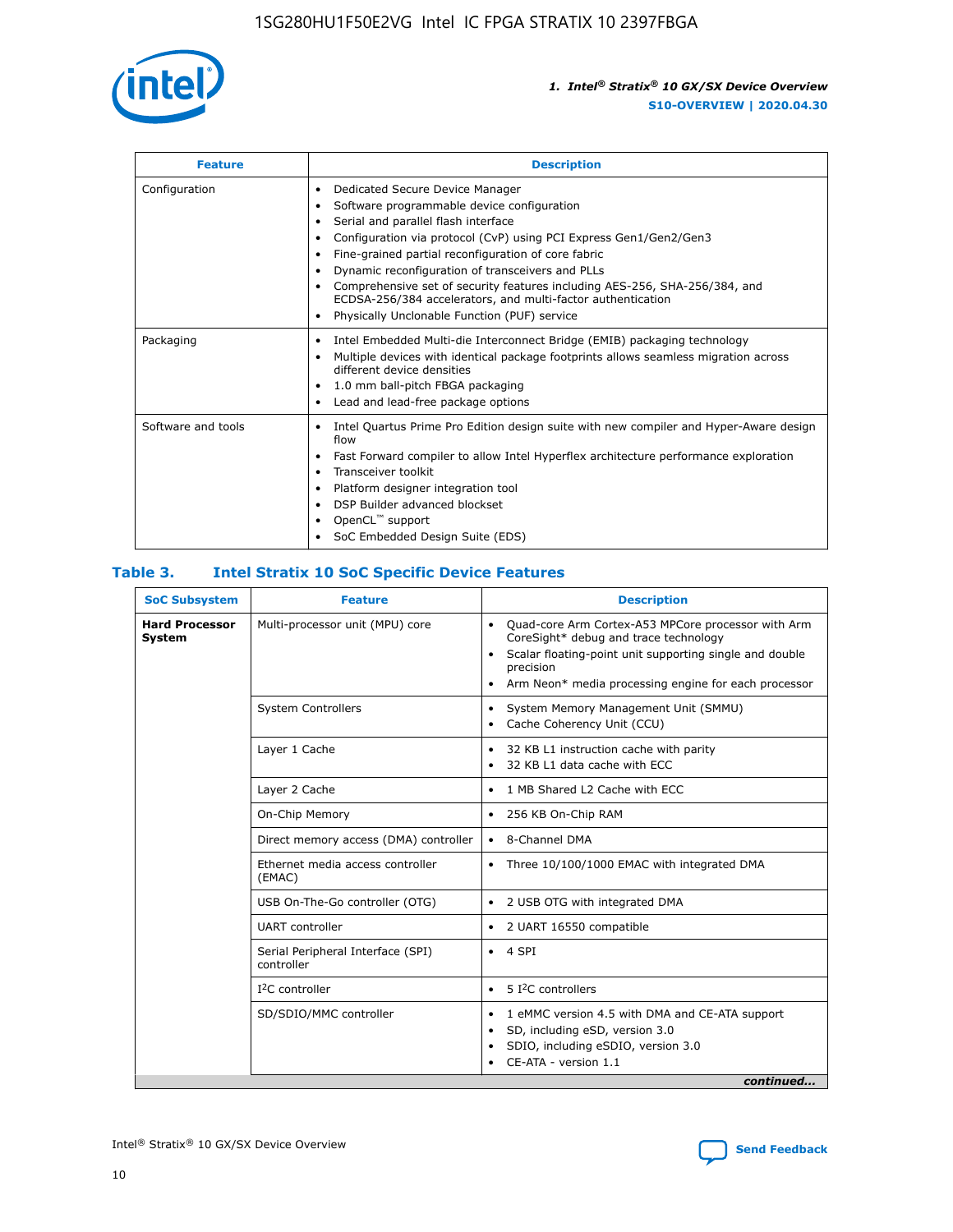| Feature | Description |
| --- | --- |
| Configuration | • Dedicated Secure Device Manager<br>• Software programmable device configuration<br>• Serial and parallel flash interface<br>• Configuration via protocol (CvP) using PCI Express Gen1/Gen2/Gen3<br>• Fine-grained partial reconfiguration of core fabric<br>• Dynamic reconfiguration of transceivers and PLLs<br>• Comprehensive set of security features including AES-256, SHA-256/384, and ECDSA-256/384 accelerators, and multi-factor authentication<br>• Physically Unclonable Function (PUF) service |
| Packaging | • Intel Embedded Multi-die Interconnect Bridge (EMIB) packaging technology<br>• Multiple devices with identical package footprints allows seamless migration across different device densities<br>• 1.0 mm ball-pitch FBGA packaging<br>• Lead and lead-free package options |
| Software and tools | • Intel Quartus Prime Pro Edition design suite with new compiler and Hyper-Aware design flow<br>• Fast Forward compiler to allow Intel Hyperflex architecture performance exploration<br>• Transceiver toolkit<br>• Platform designer integration tool<br>• DSP Builder advanced blockset<br>• OpenCL™ support<br>• SoC Embedded Design Suite (EDS) |

## Table 3. Intel Stratix 10 SoC Specific Device Features

| SoC Subsystem | Feature | Description |
| --- | --- | --- |
| **Hard Processor System** | Multi-processor unit (MPU) core | • Quad-core Arm Cortex-A53 MPCore processor with Arm CoreSight* debug and trace technology<br>• Scalar floating-point unit supporting single and double precision<br>• Arm Neon* media processing engine for each processor |
| | System Controllers | • System Memory Management Unit (SMMU)<br>• Cache Coherency Unit (CCU) |
| | Layer 1 Cache | • 32 KB L1 instruction cache with parity<br>• 32 KB L1 data cache with ECC |
| | Layer 2 Cache | • 1 MB Shared L2 Cache with ECC |
| | On-Chip Memory | • 256 KB On-Chip RAM |
| | Direct memory access (DMA) controller | • 8-Channel DMA |
| | Ethernet media access controller (EMAC) | • Three 10/100/1000 EMAC with integrated DMA |
| | USB On-The-Go controller (OTG) | • 2 USB OTG with integrated DMA |
| | UART controller | • 2 UART 16550 compatible |
| | Serial Peripheral Interface (SPI) controller | • 4 SPI |
| | I²C controller | • 5 I²C controllers |
| | SD/SDIO/MMC controller | • 1 eMMC version 4.5 with DMA and CE-ATA support<br>• SD, including eSD, version 3.0<br>• SDIO, including eSDIO, version 3.0<br>• CE-ATA - version 1.1 |

*continued...*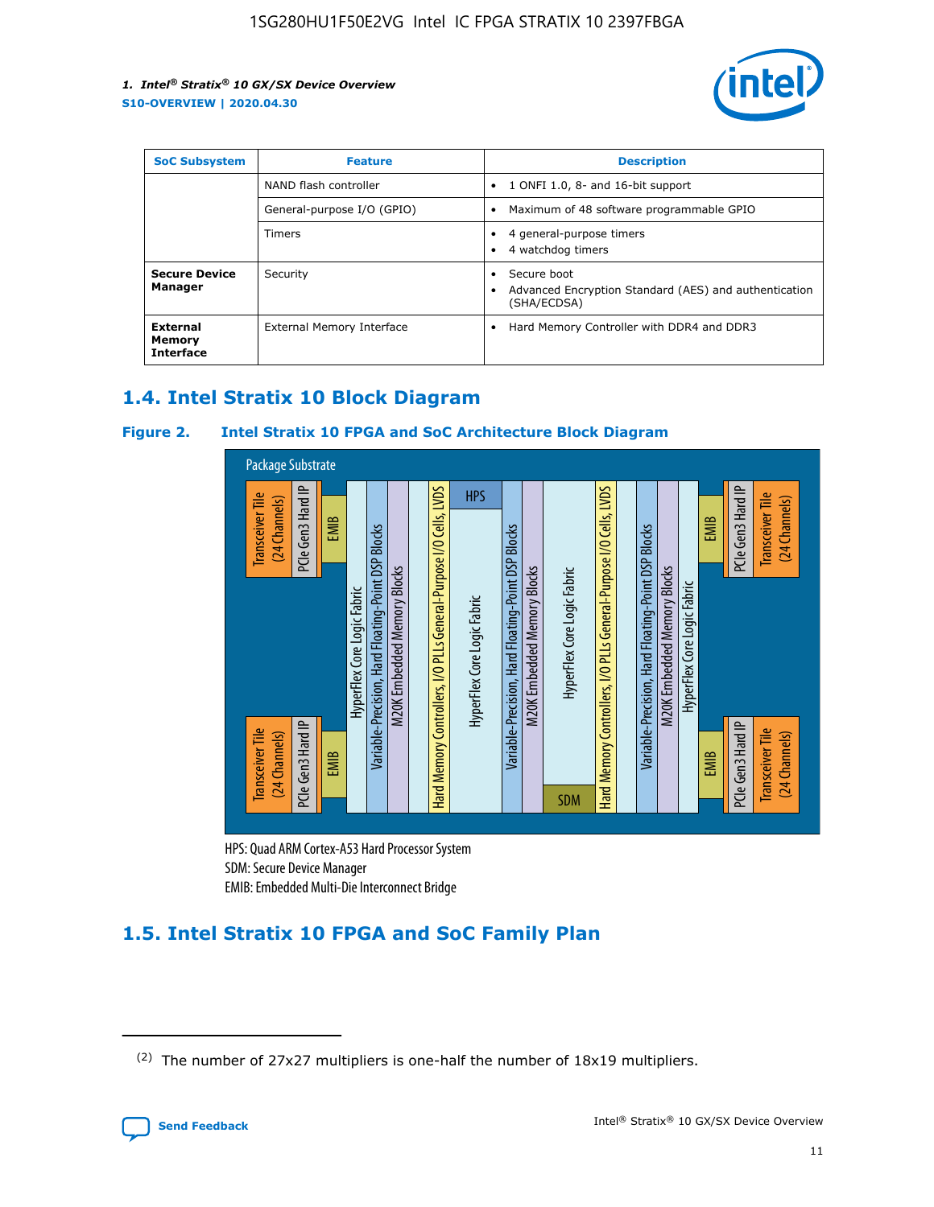| SoC Subsystem | Feature | Description |
| --- | --- | --- |
| | NAND flash controller | • 1 ONFI 1.0, 8- and 16-bit support |
| | General-purpose I/O (GPIO) | • Maximum of 48 software programmable GPIO |
| | Timers | • 4 general-purpose timers<br>• 4 watchdog timers |
| **Secure Device Manager** | Security | • Secure boot<br>• Advanced Encryption Standard (AES) and authentication (SHA/ECDSA) |
| **External Memory Interface** | External Memory Interface | • Hard Memory Controller with DDR4 and DDR3 |

## 1.4. Intel Stratix 10 Block Diagram

### Figure 2. Intel Stratix 10 FPGA and SoC Architecture Block Diagram

Package Substrate

Transceiver Tile (24 Channels) | PCIe Gen3 Hard IP | EMIB | HyperFlex Core Logic Fabric | Variable-Precision, Hard Floating-Point DSP Blocks | M20K Embedded Memory Blocks | Hard Memory Controllers, I/O PLLs General-Purpose I/O Cells, LVDS | HPS | HyperFlex Core Logic Fabric | SDM

HPS: Quad ARM Cortex-A53 Hard Processor System
SDM: Secure Device Manager
EMIB: Embedded Multi-Die Interconnect Bridge

## 1.5. Intel Stratix 10 FPGA and SoC Family Plan

(2) The number of 27x27 multipliers is one-half the number of 18x19 multipliers.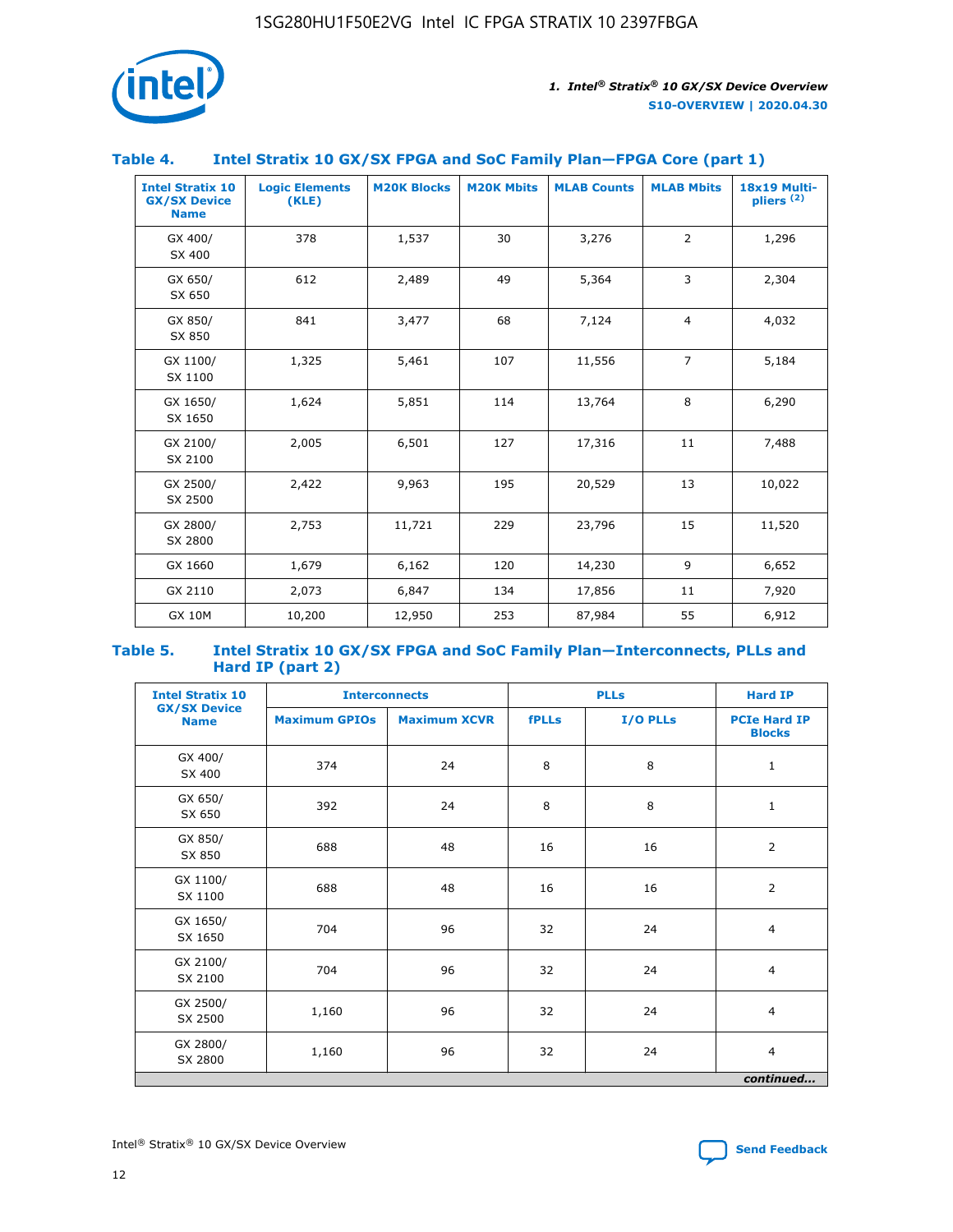### Table 4. Intel Stratix 10 GX/SX FPGA and SoC Family Plan—FPGA Core (part 1)

| Intel Stratix 10 GX/SX Device Name | Logic Elements (KLE) | M20K Blocks | M20K Mbits | MLAB Counts | MLAB Mbits | 18x19 Multi-pliers [(2)] |
|---|---|---|---|---|---|---|
| GX 400/ SX 400 | 378 | 1,537 | 30 | 3,276 | 2 | 1,296 |
| GX 650/ SX 650 | 612 | 2,489 | 49 | 5,364 | 3 | 2,304 |
| GX 850/ SX 850 | 841 | 3,477 | 68 | 7,124 | 4 | 4,032 |
| GX 1100/ SX 1100 | 1,325 | 5,461 | 107 | 11,556 | 7 | 5,184 |
| GX 1650/ SX 1650 | 1,624 | 5,851 | 114 | 13,764 | 8 | 6,290 |
| GX 2100/ SX 2100 | 2,005 | 6,501 | 127 | 17,316 | 11 | 7,488 |
| GX 2500/ SX 2500 | 2,422 | 9,963 | 195 | 20,529 | 13 | 10,022 |
| GX 2800/ SX 2800 | 2,753 | 11,721 | 229 | 23,796 | 15 | 11,520 |
| GX 1660 | 1,679 | 6,162 | 120 | 14,230 | 9 | 6,652 |
| GX 2110 | 2,073 | 6,847 | 134 | 17,856 | 11 | 7,920 |
| GX 10M | 10,200 | 12,950 | 253 | 87,984 | 55 | 6,912 |

### Table 5. Intel Stratix 10 GX/SX FPGA and SoC Family Plan—Interconnects, PLLs and Hard IP (part 2)

| Intel Stratix 10 GX/SX Device Name | Interconnects | | PLLs | | Hard IP |
|---|---|---|---|---|---|
| | Maximum GPIOs | Maximum XCVR | fPLLs | I/O PLLs | PCIe Hard IP Blocks |
| GX 400/ SX 400 | 374 | 24 | 8 | 8 | 1 |
| GX 650/ SX 650 | 392 | 24 | 8 | 8 | 1 |
| GX 850/ SX 850 | 688 | 48 | 16 | 16 | 2 |
| GX 1100/ SX 1100 | 688 | 48 | 16 | 16 | 2 |
| GX 1650/ SX 1650 | 704 | 96 | 32 | 24 | 4 |
| GX 2100/ SX 2100 | 704 | 96 | 32 | 24 | 4 |
| GX 2500/ SX 2500 | 1,160 | 96 | 32 | 24 | 4 |
| GX 2800/ SX 2800 | 1,160 | 96 | 32 | 24 | 4 |

*continued...*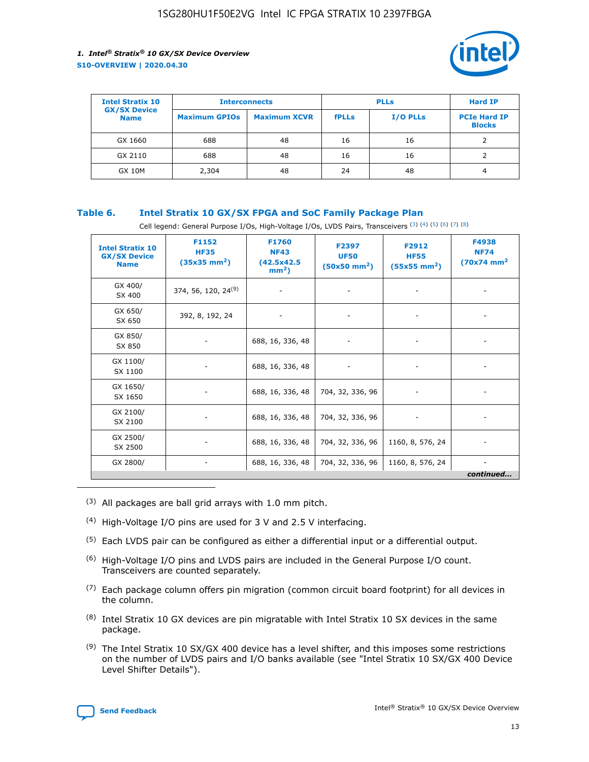| Intel Stratix 10 GX/SX Device Name | Interconnects | | PLLs | | Hard IP |
|---|---|---|---|---|---|
| | Maximum GPIOs | Maximum XCVR | fPLLs | I/O PLLs | PCIe Hard IP Blocks |
| GX 1660 | 688 | 48 | 16 | 16 | 2 |
| GX 2110 | 688 | 48 | 16 | 16 | 2 |
| GX 10M | 2,304 | 48 | 24 | 48 | 4 |

## Table 6. Intel Stratix 10 GX/SX FPGA and SoC Family Package Plan

Cell legend: General Purpose I/Os, High-Voltage I/Os, LVDS Pairs, Transceivers [(3)] [(4)] [(5)] [(6)] [(7)] [(8)]

| Intel Stratix 10 GX/SX Device Name | F1152 HF35 (35x35 mm²) | F1760 NF43 (42.5x42.5 mm²) | F2397 UF50 (50x50 mm²) | F2912 HF55 (55x55 mm²) | F4938 NF74 (70x74 mm²) |
|---|---|---|---|---|---|
| GX 400/ SX 400 | 374, 56, 120, 24[(9)] | - | - | - | - |
| GX 650/ SX 650 | 392, 8, 192, 24 | - | - | - | - |
| GX 850/ SX 850 | - | 688, 16, 336, 48 | - | - | - |
| GX 1100/ SX 1100 | - | 688, 16, 336, 48 | - | - | - |
| GX 1650/ SX 1650 | - | 688, 16, 336, 48 | 704, 32, 336, 96 | - | - |
| GX 2100/ SX 2100 | - | 688, 16, 336, 48 | 704, 32, 336, 96 | - | - |
| GX 2500/ SX 2500 | - | 688, 16, 336, 48 | 704, 32, 336, 96 | 1160, 8, 576, 24 | - |
| GX 2800/ | - | 688, 16, 336, 48 | 704, 32, 336, 96 | 1160, 8, 576, 24 | - |

*continued...*

(3) All packages are ball grid arrays with 1.0 mm pitch.

(4) High-Voltage I/O pins are used for 3 V and 2.5 V interfacing.

(5) Each LVDS pair can be configured as either a differential input or a differential output.

(6) High-Voltage I/O pins and LVDS pairs are included in the General Purpose I/O count. Transceivers are counted separately.

(7) Each package column offers pin migration (common circuit board footprint) for all devices in the column.

(8) Intel Stratix 10 GX devices are pin migratable with Intel Stratix 10 SX devices in the same package.

(9) The Intel Stratix 10 SX/GX 400 device has a level shifter, and this imposes some restrictions on the number of LVDS pairs and I/O banks available (see "Intel Stratix 10 SX/GX 400 Device Level Shifter Details").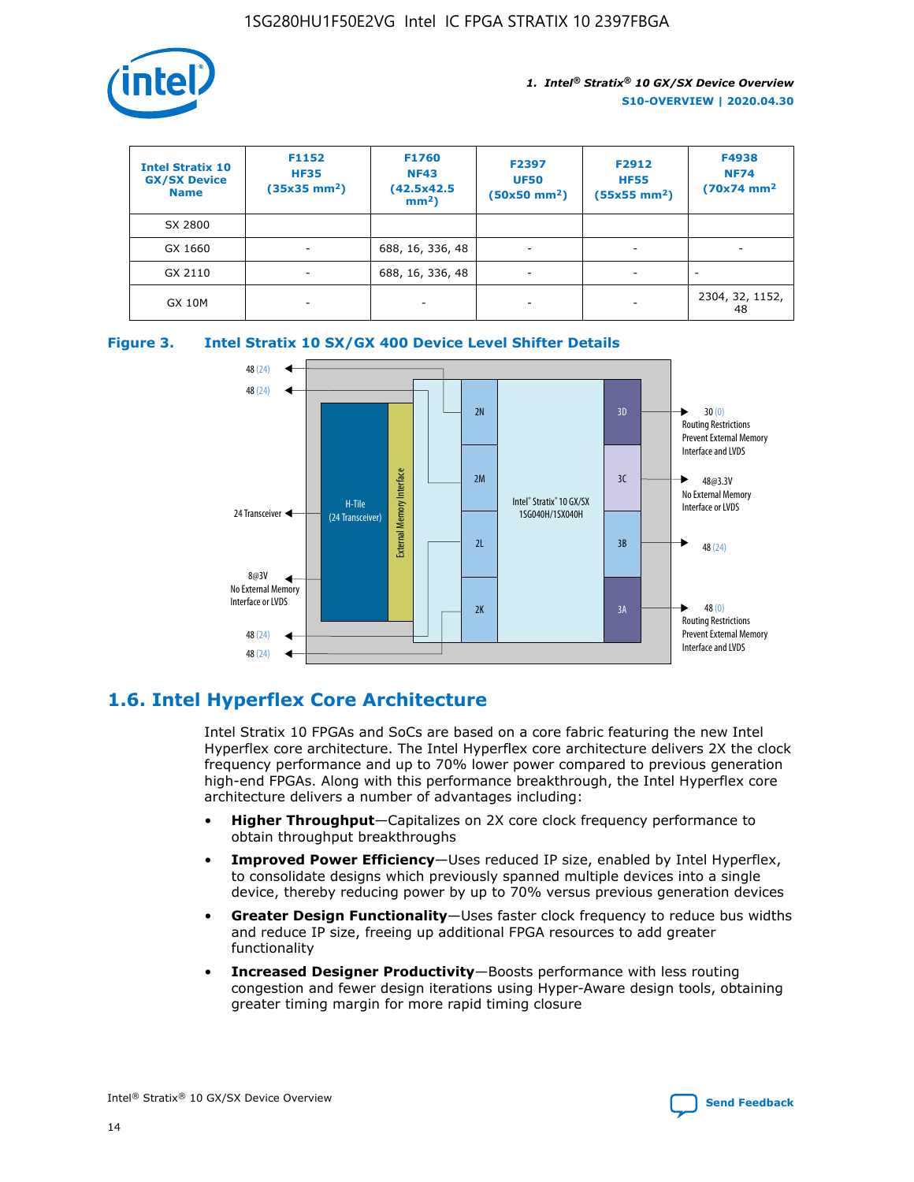| Intel Stratix 10 GX/SX Device Name | F1152 HF35 (35x35 mm²) | F1760 NF43 (42.5x42.5 mm²) | F2397 UF50 (50x50 mm²) | F2912 HF55 (55x55 mm²) | F4938 NF74 (70x74 mm² |
|---|---|---|---|---|---|
| SX 2800 | | | | | |
| GX 1660 | - | 688, 16, 336, 48 | - | - | - |
| GX 2110 | - | 688, 16, 336, 48 | - | - | - |
| GX 10M | - | - | - | - | 2304, 32, 1152, 48 |

**Figure 3. Intel Stratix 10 SX/GX 400 Device Level Shifter Details**

## 1.6. Intel Hyperflex Core Architecture

Intel Stratix 10 FPGAs and SoCs are based on a core fabric featuring the new Intel Hyperflex core architecture. The Intel Hyperflex core architecture delivers 2X the clock frequency performance and up to 70% lower power compared to previous generation high-end FPGAs. Along with this performance breakthrough, the Intel Hyperflex core architecture delivers a number of advantages including:

- **Higher Throughput**—Capitalizes on 2X core clock frequency performance to obtain throughput breakthroughs
- **Improved Power Efficiency**—Uses reduced IP size, enabled by Intel Hyperflex, to consolidate designs which previously spanned multiple devices into a single device, thereby reducing power by up to 70% versus previous generation devices
- **Greater Design Functionality**—Uses faster clock frequency to reduce bus widths and reduce IP size, freeing up additional FPGA resources to add greater functionality
- **Increased Designer Productivity**—Boosts performance with less routing congestion and fewer design iterations using Hyper-Aware design tools, obtaining greater timing margin for more rapid timing closure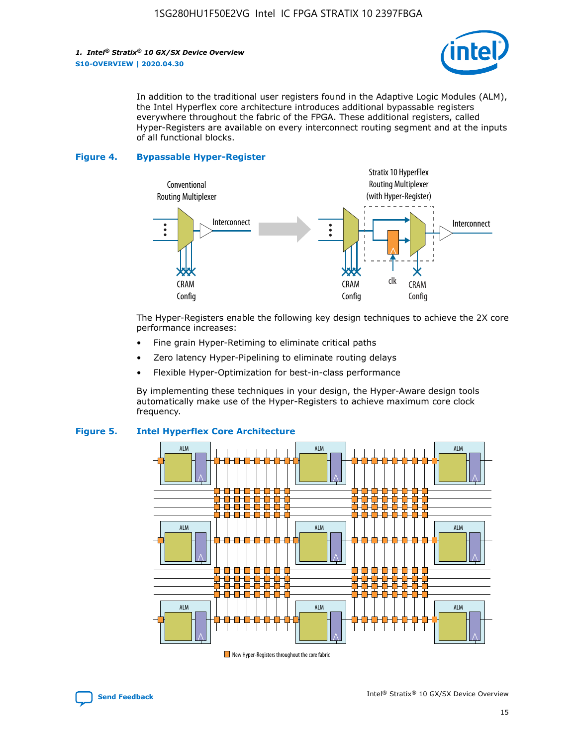In addition to the traditional user registers found in the Adaptive Logic Modules (ALM), the Intel Hyperflex core architecture introduces additional bypassable registers everywhere throughout the fabric of the FPGA. These additional registers, called Hyper-Registers are available on every interconnect routing segment and at the inputs of all functional blocks.

**Figure 4. Bypassable Hyper-Register**

The Hyper-Registers enable the following key design techniques to achieve the 2X core performance increases:

- Fine grain Hyper-Retiming to eliminate critical paths
- Zero latency Hyper-Pipelining to eliminate routing delays
- Flexible Hyper-Optimization for best-in-class performance

By implementing these techniques in your design, the Hyper-Aware design tools automatically make use of the Hyper-Registers to achieve maximum core clock frequency.

**Figure 5. Intel Hyperflex Core Architecture**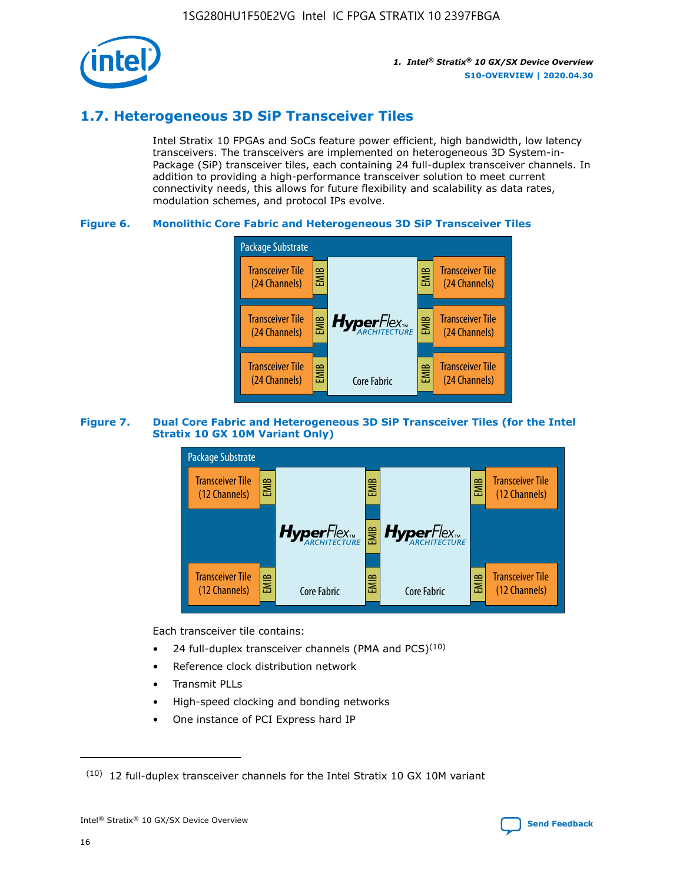## 1.7. Heterogeneous 3D SiP Transceiver Tiles

Intel Stratix 10 FPGAs and SoCs feature power efficient, high bandwidth, low latency transceivers. The transceivers are implemented on heterogeneous 3D System-in-Package (SiP) transceiver tiles, each containing 24 full-duplex transceiver channels. In addition to providing a high-performance transceiver solution to meet current connectivity needs, this allows for future flexibility and scalability as data rates, modulation schemes, and protocol IPs evolve.

**Figure 6. Monolithic Core Fabric and Heterogeneous 3D SiP Transceiver Tiles**

Package Substrate

Transceiver Tile (24 Channels) | EMIB | HyperFlex ARCHITECTURE Core Fabric | EMIB | Transceiver Tile (24 Channels)

Transceiver Tile (24 Channels) | EMIB | | EMIB | Transceiver Tile (24 Channels)

Transceiver Tile (24 Channels) | EMIB | | EMIB | Transceiver Tile (24 Channels)

**Figure 7. Dual Core Fabric and Heterogeneous 3D SiP Transceiver Tiles (for the Intel Stratix 10 GX 10M Variant Only)**

Package Substrate

Transceiver Tile (12 Channels) | EMIB | HyperFlex ARCHITECTURE Core Fabric | EMIB | HyperFlex ARCHITECTURE Core Fabric | EMIB | Transceiver Tile (12 Channels)

Transceiver Tile (12 Channels) | EMIB | | EMIB | | EMIB | Transceiver Tile (12 Channels)

Each transceiver tile contains:

- 24 full-duplex transceiver channels (PMA and PCS)[10]
- Reference clock distribution network
- Transmit PLLs
- High-speed clocking and bonding networks
- One instance of PCI Express hard IP

[10] 12 full-duplex transceiver channels for the Intel Stratix 10 GX 10M variant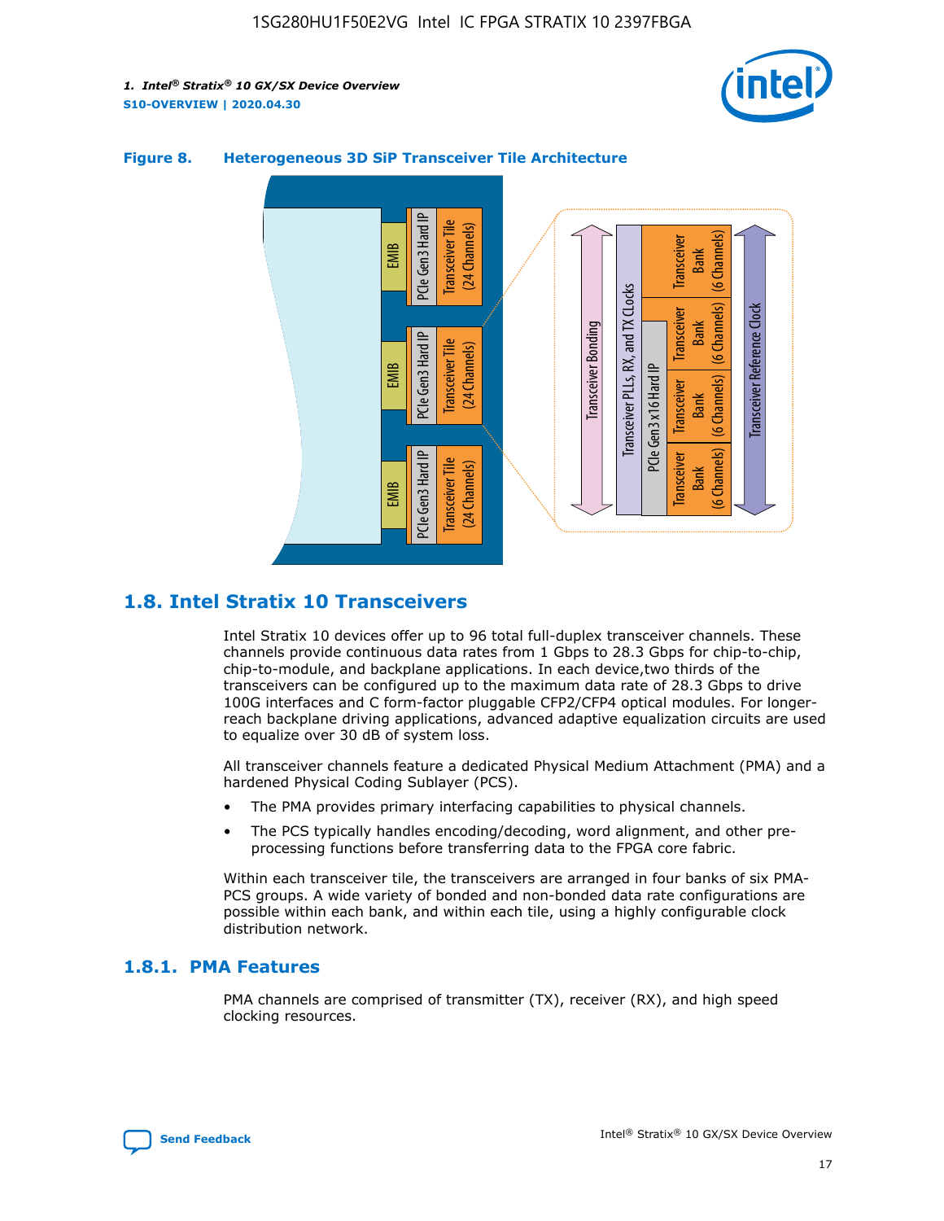**Figure 8. Heterogeneous 3D SiP Transceiver Tile Architecture**

## 1.8. Intel Stratix 10 Transceivers

Intel Stratix 10 devices offer up to 96 total full-duplex transceiver channels. These channels provide continuous data rates from 1 Gbps to 28.3 Gbps for chip-to-chip, chip-to-module, and backplane applications. In each device,two thirds of the transceivers can be configured up to the maximum data rate of 28.3 Gbps to drive 100G interfaces and C form-factor pluggable CFP2/CFP4 optical modules. For longer-reach backplane driving applications, advanced adaptive equalization circuits are used to equalize over 30 dB of system loss.

All transceiver channels feature a dedicated Physical Medium Attachment (PMA) and a hardened Physical Coding Sublayer (PCS).

- The PMA provides primary interfacing capabilities to physical channels.
- The PCS typically handles encoding/decoding, word alignment, and other pre-processing functions before transferring data to the FPGA core fabric.

Within each transceiver tile, the transceivers are arranged in four banks of six PMA-PCS groups. A wide variety of bonded and non-bonded data rate configurations are possible within each bank, and within each tile, using a highly configurable clock distribution network.

### 1.8.1. PMA Features

PMA channels are comprised of transmitter (TX), receiver (RX), and high speed clocking resources.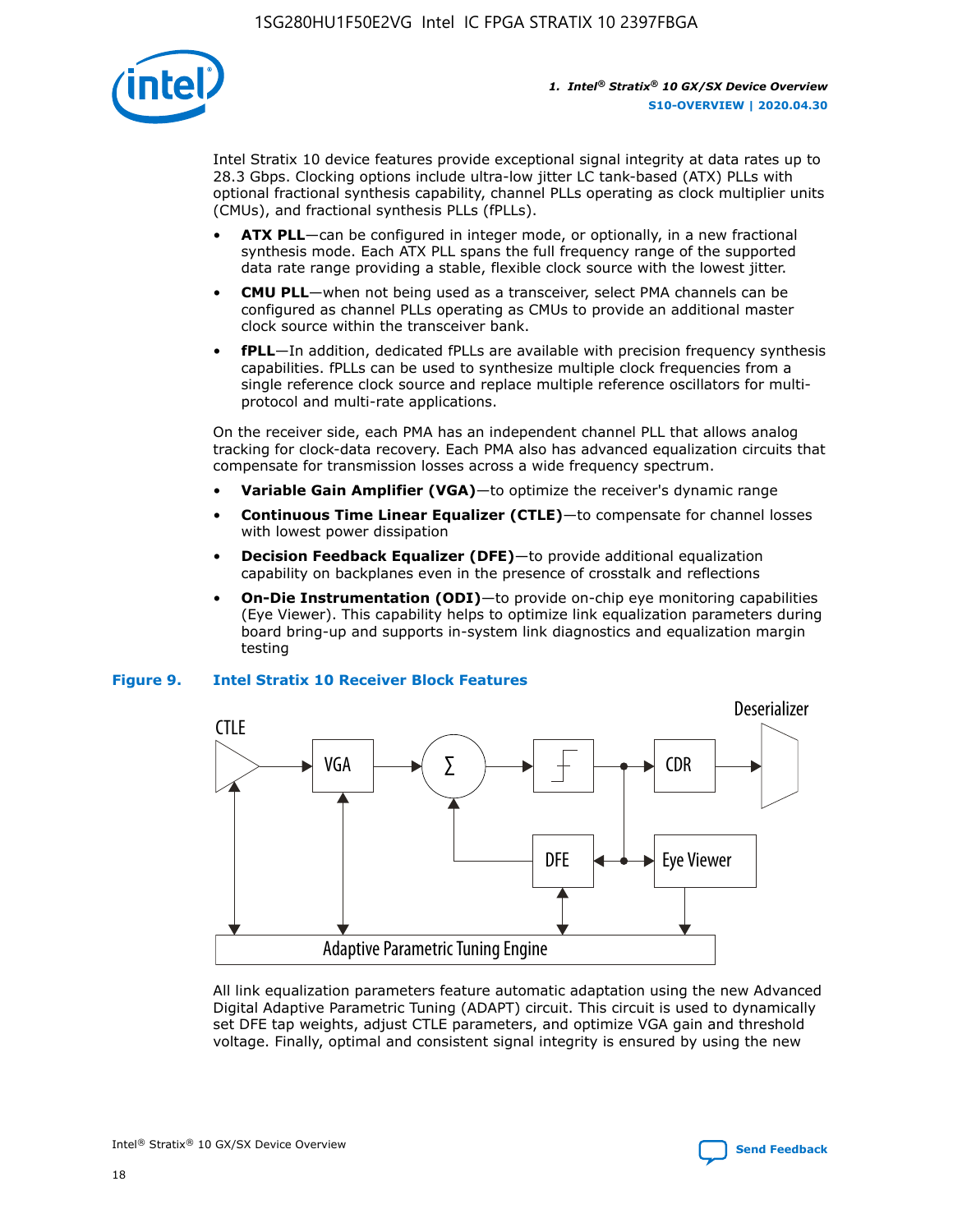Intel Stratix 10 device features provide exceptional signal integrity at data rates up to 28.3 Gbps. Clocking options include ultra-low jitter LC tank-based (ATX) PLLs with optional fractional synthesis capability, channel PLLs operating as clock multiplier units (CMUs), and fractional synthesis PLLs (fPLLs).

- **ATX PLL**—can be configured in integer mode, or optionally, in a new fractional synthesis mode. Each ATX PLL spans the full frequency range of the supported data rate range providing a stable, flexible clock source with the lowest jitter.
- **CMU PLL**—when not being used as a transceiver, select PMA channels can be configured as channel PLLs operating as CMUs to provide an additional master clock source within the transceiver bank.
- **fPLL**—In addition, dedicated fPLLs are available with precision frequency synthesis capabilities. fPLLs can be used to synthesize multiple clock frequencies from a single reference clock source and replace multiple reference oscillators for multi-protocol and multi-rate applications.

On the receiver side, each PMA has an independent channel PLL that allows analog tracking for clock-data recovery. Each PMA also has advanced equalization circuits that compensate for transmission losses across a wide frequency spectrum.

- **Variable Gain Amplifier (VGA)**—to optimize the receiver's dynamic range
- **Continuous Time Linear Equalizer (CTLE)**—to compensate for channel losses with lowest power dissipation
- **Decision Feedback Equalizer (DFE)**—to provide additional equalization capability on backplanes even in the presence of crosstalk and reflections
- **On-Die Instrumentation (ODI)**—to provide on-chip eye monitoring capabilities (Eye Viewer). This capability helps to optimize link equalization parameters during board bring-up and supports in-system link diagnostics and equalization margin testing

**Figure 9. Intel Stratix 10 Receiver Block Features**

CTLE → VGA → Σ → [slicer] → CDR → Deserializer; DFE; Eye Viewer; Adaptive Parametric Tuning Engine

All link equalization parameters feature automatic adaptation using the new Advanced Digital Adaptive Parametric Tuning (ADAPT) circuit. This circuit is used to dynamically set DFE tap weights, adjust CTLE parameters, and optimize VGA gain and threshold voltage. Finally, optimal and consistent signal integrity is ensured by using the new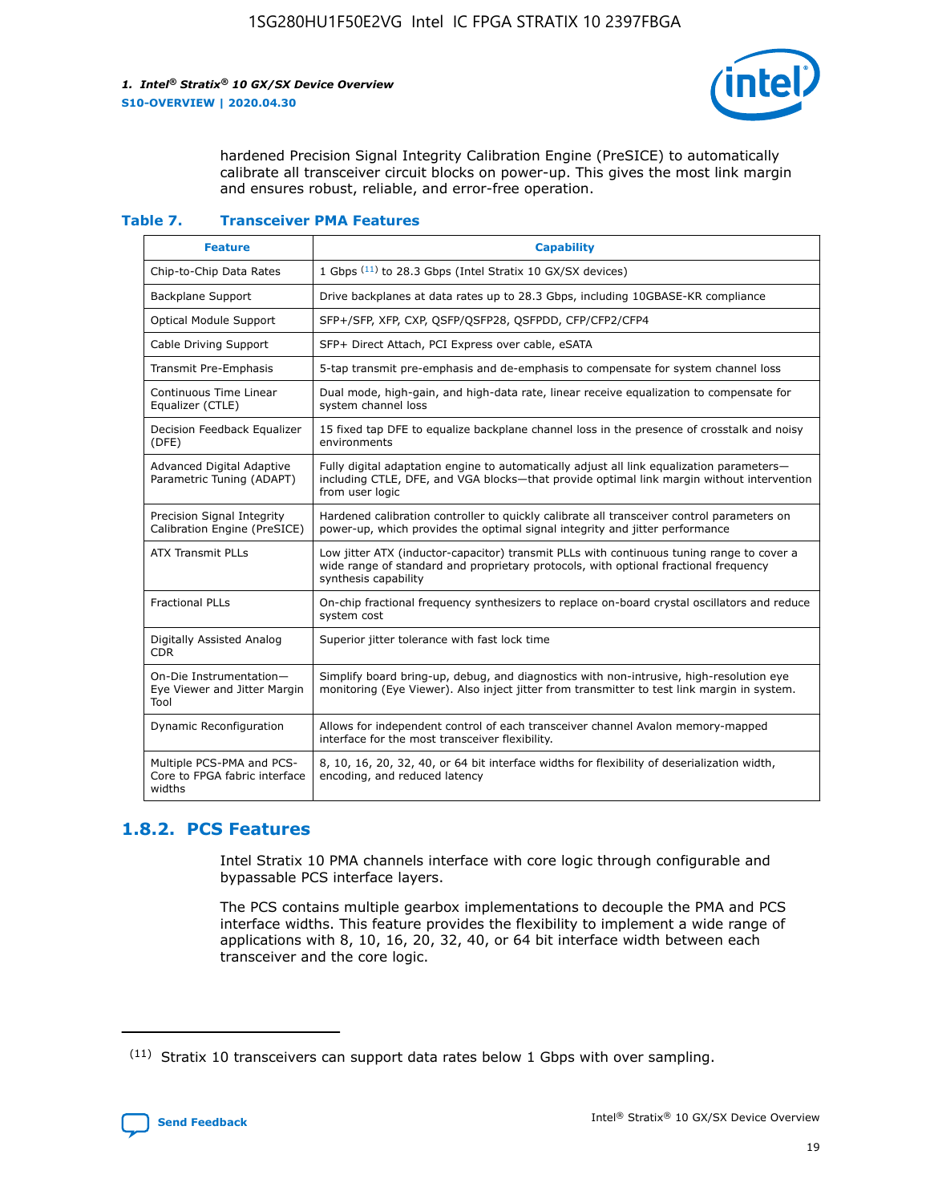hardened Precision Signal Integrity Calibration Engine (PreSICE) to automatically calibrate all transceiver circuit blocks on power-up. This gives the most link margin and ensures robust, reliable, and error-free operation.

**Table 7. Transceiver PMA Features**

| Feature | Capability |
| --- | --- |
| Chip-to-Chip Data Rates | 1 Gbps [11] to 28.3 Gbps (Intel Stratix 10 GX/SX devices) |
| Backplane Support | Drive backplanes at data rates up to 28.3 Gbps, including 10GBASE-KR compliance |
| Optical Module Support | SFP+/SFP, XFP, CXP, QSFP/QSFP28, QSFPDD, CFP/CFP2/CFP4 |
| Cable Driving Support | SFP+ Direct Attach, PCI Express over cable, eSATA |
| Transmit Pre-Emphasis | 5-tap transmit pre-emphasis and de-emphasis to compensate for system channel loss |
| Continuous Time Linear Equalizer (CTLE) | Dual mode, high-gain, and high-data rate, linear receive equalization to compensate for system channel loss |
| Decision Feedback Equalizer (DFE) | 15 fixed tap DFE to equalize backplane channel loss in the presence of crosstalk and noisy environments |
| Advanced Digital Adaptive Parametric Tuning (ADAPT) | Fully digital adaptation engine to automatically adjust all link equalization parameters—including CTLE, DFE, and VGA blocks—that provide optimal link margin without intervention from user logic |
| Precision Signal Integrity Calibration Engine (PreSICE) | Hardened calibration controller to quickly calibrate all transceiver control parameters on power-up, which provides the optimal signal integrity and jitter performance |
| ATX Transmit PLLs | Low jitter ATX (inductor-capacitor) transmit PLLs with continuous tuning range to cover a wide range of standard and proprietary protocols, with optional fractional frequency synthesis capability |
| Fractional PLLs | On-chip fractional frequency synthesizers to replace on-board crystal oscillators and reduce system cost |
| Digitally Assisted Analog CDR | Superior jitter tolerance with fast lock time |
| On-Die Instrumentation—Eye Viewer and Jitter Margin Tool | Simplify board bring-up, debug, and diagnostics with non-intrusive, high-resolution eye monitoring (Eye Viewer). Also inject jitter from transmitter to test link margin in system. |
| Dynamic Reconfiguration | Allows for independent control of each transceiver channel Avalon memory-mapped interface for the most transceiver flexibility. |
| Multiple PCS-PMA and PCS-Core to FPGA fabric interface widths | 8, 10, 16, 20, 32, 40, or 64 bit interface widths for flexibility of deserialization width, encoding, and reduced latency |

## 1.8.2. PCS Features

Intel Stratix 10 PMA channels interface with core logic through configurable and bypassable PCS interface layers.

The PCS contains multiple gearbox implementations to decouple the PMA and PCS interface widths. This feature provides the flexibility to implement a wide range of applications with 8, 10, 16, 20, 32, 40, or 64 bit interface width between each transceiver and the core logic.

[11] Stratix 10 transceivers can support data rates below 1 Gbps with over sampling.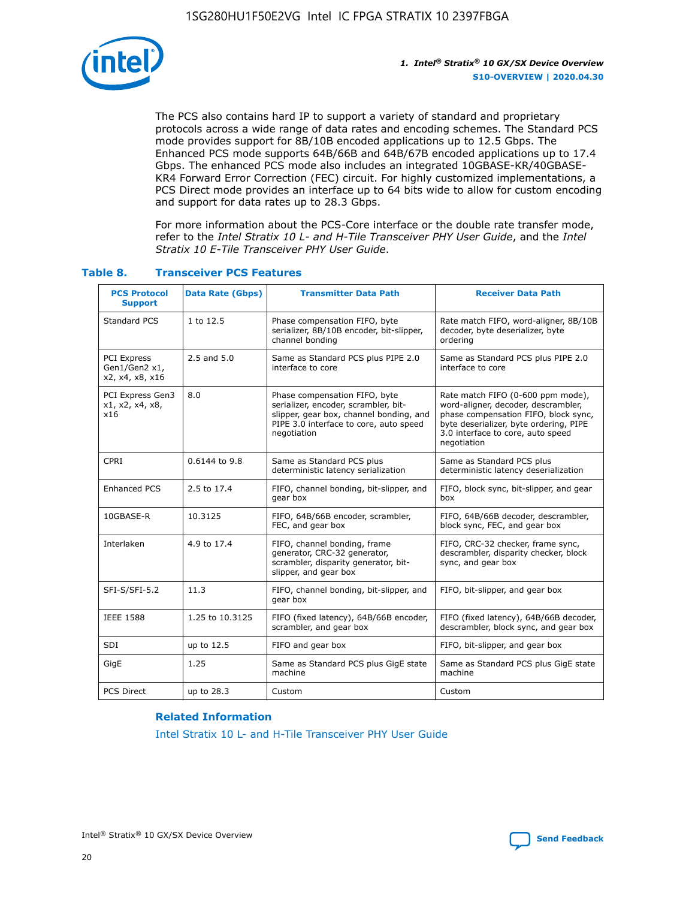The PCS also contains hard IP to support a variety of standard and proprietary protocols across a wide range of data rates and encoding schemes. The Standard PCS mode provides support for 8B/10B encoded applications up to 12.5 Gbps. The Enhanced PCS mode supports 64B/66B and 64B/67B encoded applications up to 17.4 Gbps. The enhanced PCS mode also includes an integrated 10GBASE-KR/40GBASE-KR4 Forward Error Correction (FEC) circuit. For highly customized implementations, a PCS Direct mode provides an interface up to 64 bits wide to allow for custom encoding and support for data rates up to 28.3 Gbps.

For more information about the PCS-Core interface or the double rate transfer mode, refer to the *Intel Stratix 10 L- and H-Tile Transceiver PHY User Guide*, and the *Intel Stratix 10 E-Tile Transceiver PHY User Guide*.

### Table 8. Transceiver PCS Features

| PCS Protocol Support | Data Rate (Gbps) | Transmitter Data Path | Receiver Data Path |
|---|---|---|---|
| Standard PCS | 1 to 12.5 | Phase compensation FIFO, byte serializer, 8B/10B encoder, bit-slipper, channel bonding | Rate match FIFO, word-aligner, 8B/10B decoder, byte deserializer, byte ordering |
| PCI Express Gen1/Gen2 x1, x2, x4, x8, x16 | 2.5 and 5.0 | Same as Standard PCS plus PIPE 2.0 interface to core | Same as Standard PCS plus PIPE 2.0 interface to core |
| PCI Express Gen3 x1, x2, x4, x8, x16 | 8.0 | Phase compensation FIFO, byte serializer, encoder, scrambler, bit-slipper, gear box, channel bonding, and PIPE 3.0 interface to core, auto speed negotiation | Rate match FIFO (0-600 ppm mode), word-aligner, decoder, descrambler, phase compensation FIFO, block sync, byte deserializer, byte ordering, PIPE 3.0 interface to core, auto speed negotiation |
| CPRI | 0.6144 to 9.8 | Same as Standard PCS plus deterministic latency serialization | Same as Standard PCS plus deterministic latency deserialization |
| Enhanced PCS | 2.5 to 17.4 | FIFO, channel bonding, bit-slipper, and gear box | FIFO, block sync, bit-slipper, and gear box |
| 10GBASE-R | 10.3125 | FIFO, 64B/66B encoder, scrambler, FEC, and gear box | FIFO, 64B/66B decoder, descrambler, block sync, FEC, and gear box |
| Interlaken | 4.9 to 17.4 | FIFO, channel bonding, frame generator, CRC-32 generator, scrambler, disparity generator, bit-slipper, and gear box | FIFO, CRC-32 checker, frame sync, descrambler, disparity checker, block sync, and gear box |
| SFI-S/SFI-5.2 | 11.3 | FIFO, channel bonding, bit-slipper, and gear box | FIFO, bit-slipper, and gear box |
| IEEE 1588 | 1.25 to 10.3125 | FIFO (fixed latency), 64B/66B encoder, scrambler, and gear box | FIFO (fixed latency), 64B/66B decoder, descrambler, block sync, and gear box |
| SDI | up to 12.5 | FIFO and gear box | FIFO, bit-slipper, and gear box |
| GigE | 1.25 | Same as Standard PCS plus GigE state machine | Same as Standard PCS plus GigE state machine |
| PCS Direct | up to 28.3 | Custom | Custom |

**Related Information**

Intel Stratix 10 L- and H-Tile Transceiver PHY User Guide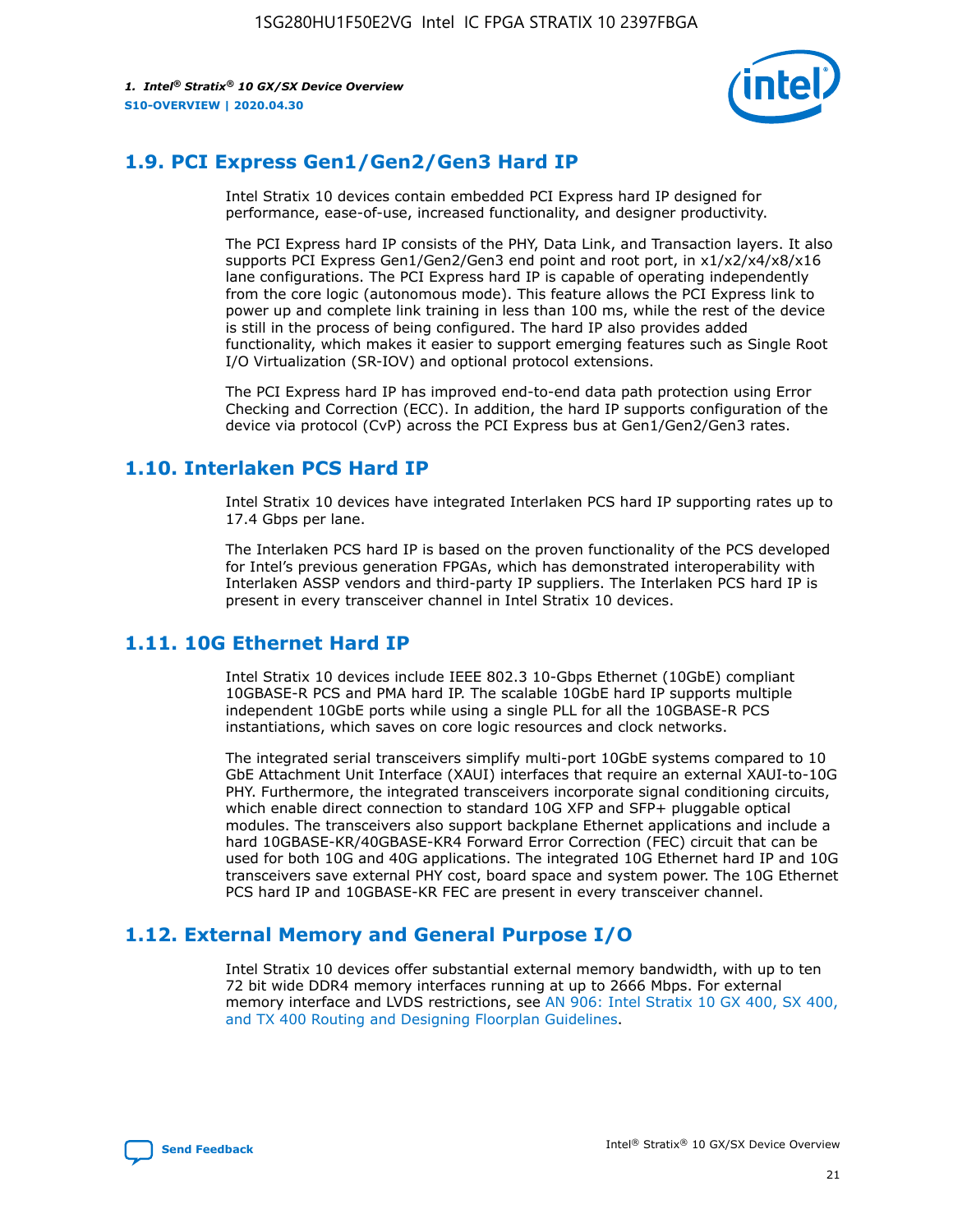## 1.9. PCI Express Gen1/Gen2/Gen3 Hard IP

Intel Stratix 10 devices contain embedded PCI Express hard IP designed for performance, ease-of-use, increased functionality, and designer productivity.

The PCI Express hard IP consists of the PHY, Data Link, and Transaction layers. It also supports PCI Express Gen1/Gen2/Gen3 end point and root port, in x1/x2/x4/x8/x16 lane configurations. The PCI Express hard IP is capable of operating independently from the core logic (autonomous mode). This feature allows the PCI Express link to power up and complete link training in less than 100 ms, while the rest of the device is still in the process of being configured. The hard IP also provides added functionality, which makes it easier to support emerging features such as Single Root I/O Virtualization (SR-IOV) and optional protocol extensions.

The PCI Express hard IP has improved end-to-end data path protection using Error Checking and Correction (ECC). In addition, the hard IP supports configuration of the device via protocol (CvP) across the PCI Express bus at Gen1/Gen2/Gen3 rates.

## 1.10. Interlaken PCS Hard IP

Intel Stratix 10 devices have integrated Interlaken PCS hard IP supporting rates up to 17.4 Gbps per lane.

The Interlaken PCS hard IP is based on the proven functionality of the PCS developed for Intel's previous generation FPGAs, which has demonstrated interoperability with Interlaken ASSP vendors and third-party IP suppliers. The Interlaken PCS hard IP is present in every transceiver channel in Intel Stratix 10 devices.

## 1.11. 10G Ethernet Hard IP

Intel Stratix 10 devices include IEEE 802.3 10-Gbps Ethernet (10GbE) compliant 10GBASE-R PCS and PMA hard IP. The scalable 10GbE hard IP supports multiple independent 10GbE ports while using a single PLL for all the 10GBASE-R PCS instantiations, which saves on core logic resources and clock networks.

The integrated serial transceivers simplify multi-port 10GbE systems compared to 10 GbE Attachment Unit Interface (XAUI) interfaces that require an external XAUI-to-10G PHY. Furthermore, the integrated transceivers incorporate signal conditioning circuits, which enable direct connection to standard 10G XFP and SFP+ pluggable optical modules. The transceivers also support backplane Ethernet applications and include a hard 10GBASE-KR/40GBASE-KR4 Forward Error Correction (FEC) circuit that can be used for both 10G and 40G applications. The integrated 10G Ethernet hard IP and 10G transceivers save external PHY cost, board space and system power. The 10G Ethernet PCS hard IP and 10GBASE-KR FEC are present in every transceiver channel.

## 1.12. External Memory and General Purpose I/O

Intel Stratix 10 devices offer substantial external memory bandwidth, with up to ten 72 bit wide DDR4 memory interfaces running at up to 2666 Mbps. For external memory interface and LVDS restrictions, see AN 906: Intel Stratix 10 GX 400, SX 400, and TX 400 Routing and Designing Floorplan Guidelines.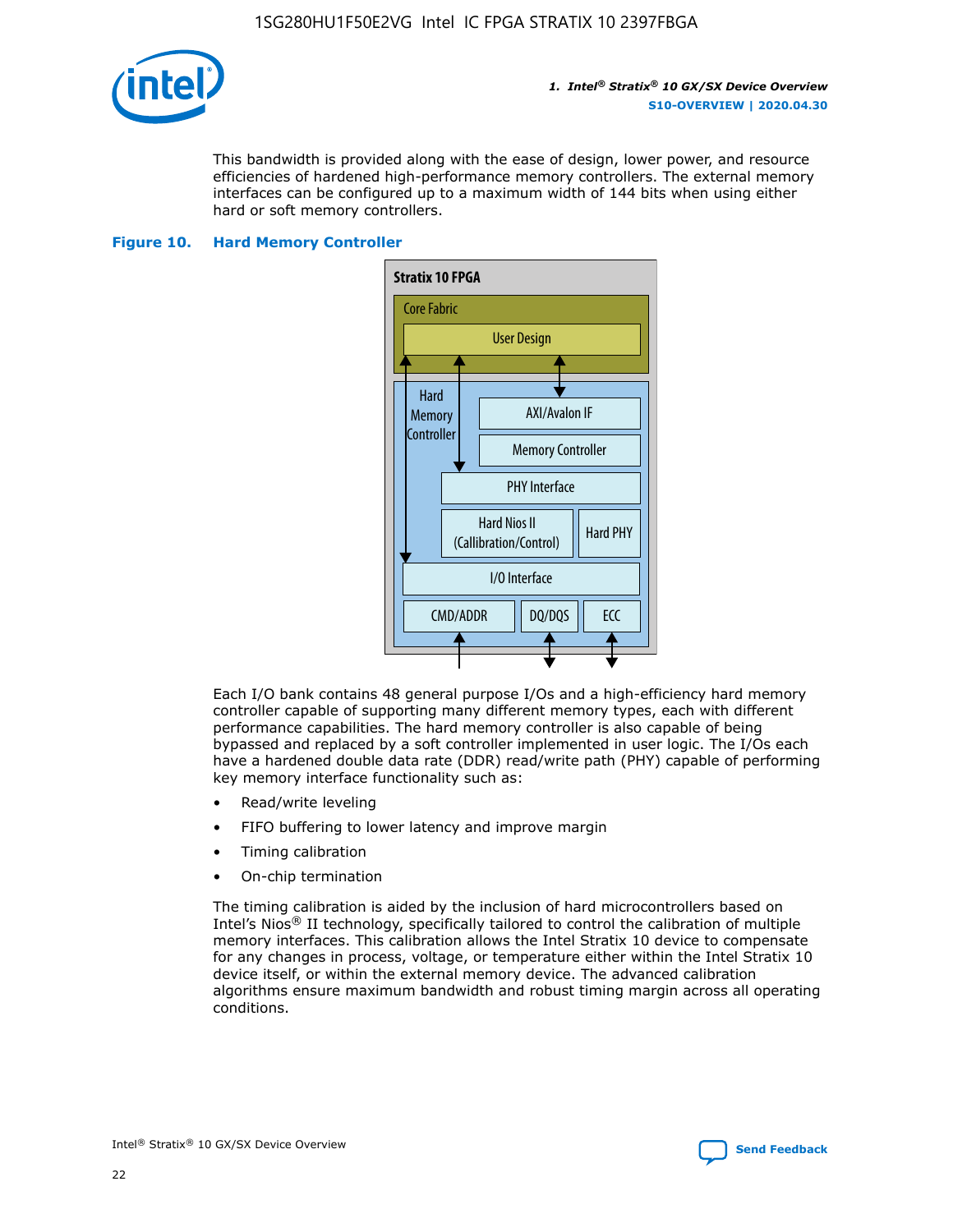This bandwidth is provided along with the ease of design, lower power, and resource efficiencies of hardened high-performance memory controllers. The external memory interfaces can be configured up to a maximum width of 144 bits when using either hard or soft memory controllers.

**Figure 10. Hard Memory Controller**

Each I/O bank contains 48 general purpose I/Os and a high-efficiency hard memory controller capable of supporting many different memory types, each with different performance capabilities. The hard memory controller is also capable of being bypassed and replaced by a soft controller implemented in user logic. The I/Os each have a hardened double data rate (DDR) read/write path (PHY) capable of performing key memory interface functionality such as:

- Read/write leveling
- FIFO buffering to lower latency and improve margin
- Timing calibration
- On-chip termination

The timing calibration is aided by the inclusion of hard microcontrollers based on Intel's Nios® II technology, specifically tailored to control the calibration of multiple memory interfaces. This calibration allows the Intel Stratix 10 device to compensate for any changes in process, voltage, or temperature either within the Intel Stratix 10 device itself, or within the external memory device. The advanced calibration algorithms ensure maximum bandwidth and robust timing margin across all operating conditions.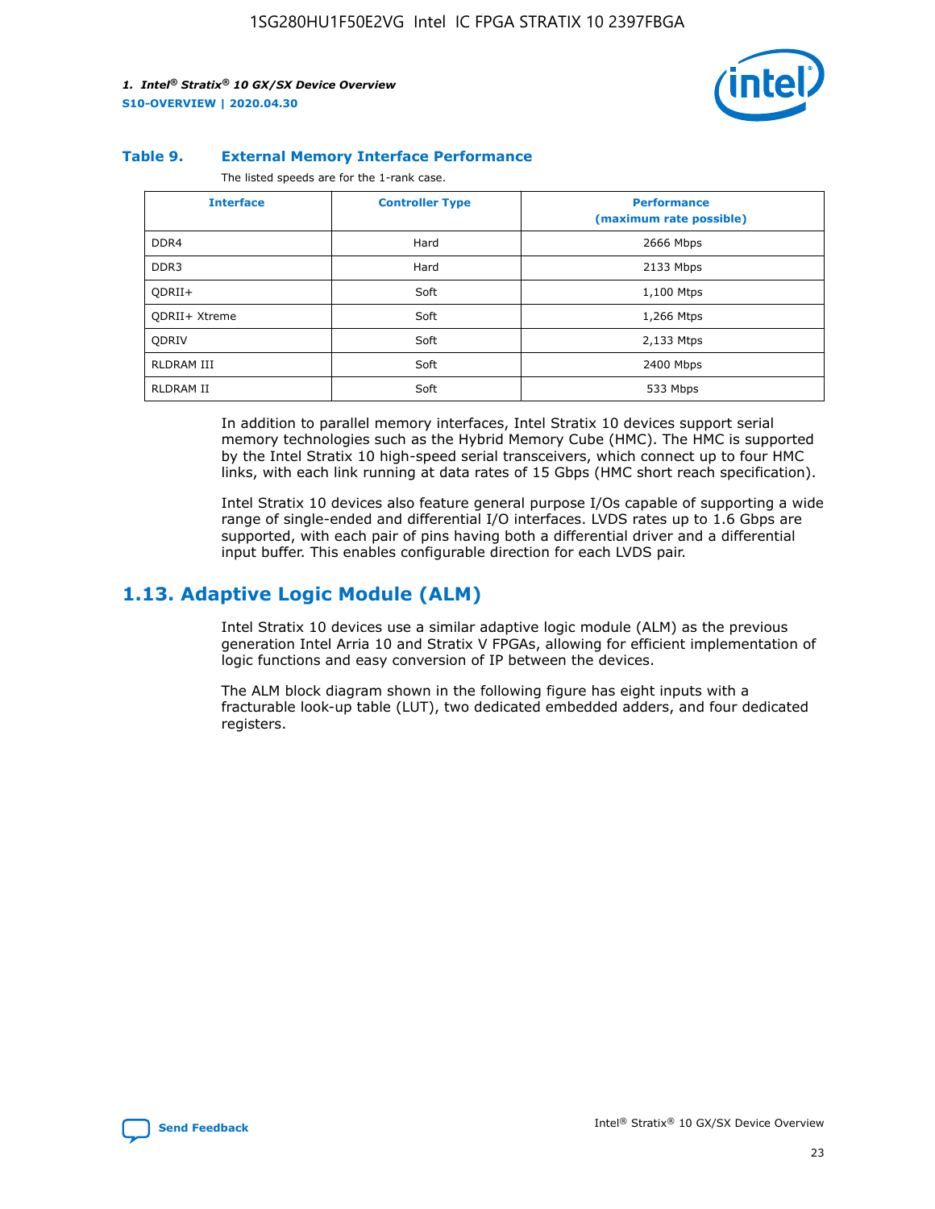**Table 9. External Memory Interface Performance**

The listed speeds are for the 1-rank case.

| Interface | Controller Type | Performance (maximum rate possible) |
|---|---|---|
| DDR4 | Hard | 2666 Mbps |
| DDR3 | Hard | 2133 Mbps |
| QDRII+ | Soft | 1,100 Mtps |
| QDRII+ Xtreme | Soft | 1,266 Mtps |
| QDRIV | Soft | 2,133 Mtps |
| RLDRAM III | Soft | 2400 Mbps |
| RLDRAM II | Soft | 533 Mbps |

In addition to parallel memory interfaces, Intel Stratix 10 devices support serial memory technologies such as the Hybrid Memory Cube (HMC). The HMC is supported by the Intel Stratix 10 high-speed serial transceivers, which connect up to four HMC links, with each link running at data rates of 15 Gbps (HMC short reach specification).

Intel Stratix 10 devices also feature general purpose I/Os capable of supporting a wide range of single-ended and differential I/O interfaces. LVDS rates up to 1.6 Gbps are supported, with each pair of pins having both a differential driver and a differential input buffer. This enables configurable direction for each LVDS pair.

## 1.13. Adaptive Logic Module (ALM)

Intel Stratix 10 devices use a similar adaptive logic module (ALM) as the previous generation Intel Arria 10 and Stratix V FPGAs, allowing for efficient implementation of logic functions and easy conversion of IP between the devices.

The ALM block diagram shown in the following figure has eight inputs with a fracturable look-up table (LUT), two dedicated embedded adders, and four dedicated registers.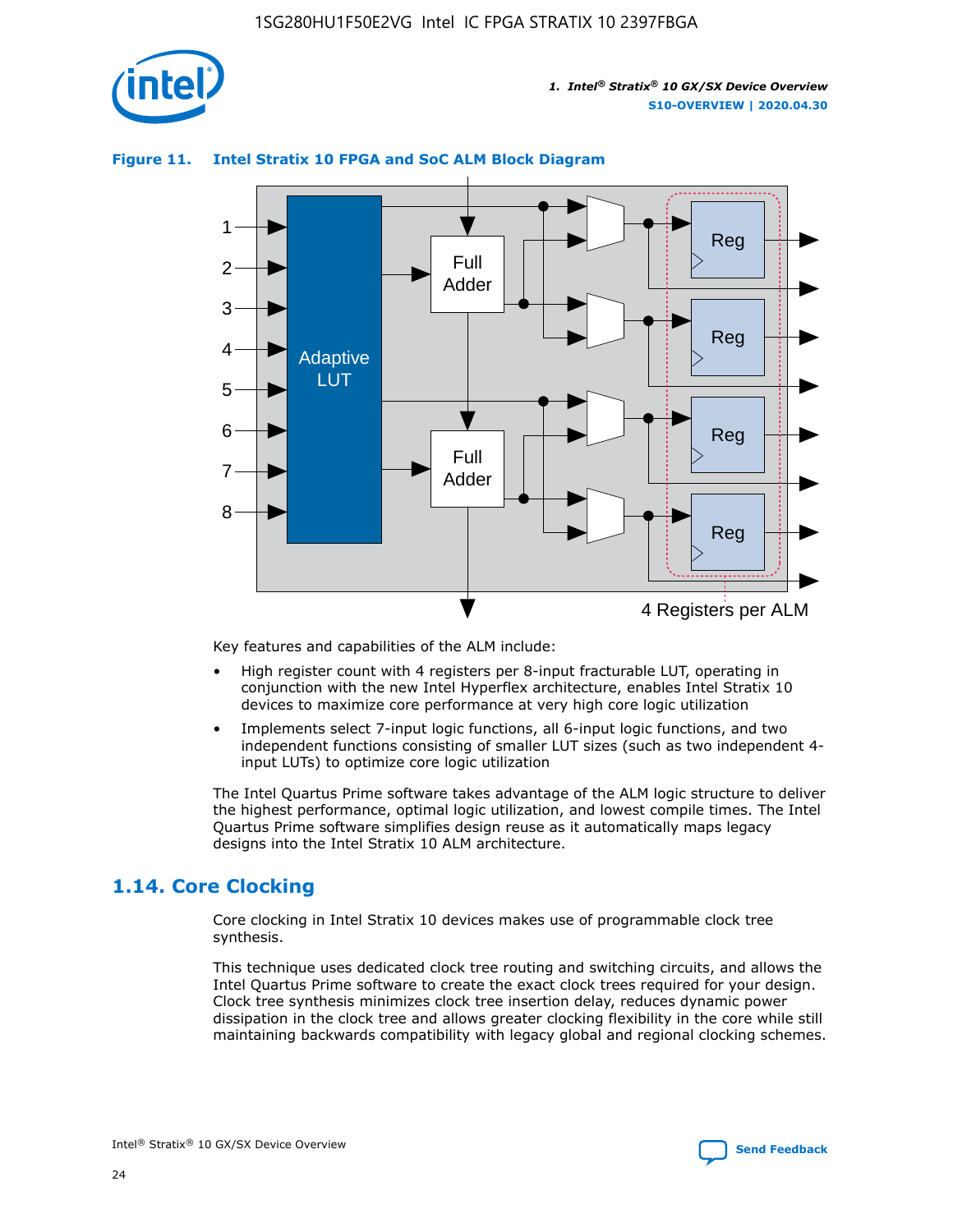**Figure 11. Intel Stratix 10 FPGA and SoC ALM Block Diagram**

Key features and capabilities of the ALM include:

- High register count with 4 registers per 8-input fracturable LUT, operating in conjunction with the new Intel Hyperflex architecture, enables Intel Stratix 10 devices to maximize core performance at very high core logic utilization
- Implements select 7-input logic functions, all 6-input logic functions, and two independent functions consisting of smaller LUT sizes (such as two independent 4-input LUTs) to optimize core logic utilization

The Intel Quartus Prime software takes advantage of the ALM logic structure to deliver the highest performance, optimal logic utilization, and lowest compile times. The Intel Quartus Prime software simplifies design reuse as it automatically maps legacy designs into the Intel Stratix 10 ALM architecture.

## 1.14. Core Clocking

Core clocking in Intel Stratix 10 devices makes use of programmable clock tree synthesis.

This technique uses dedicated clock tree routing and switching circuits, and allows the Intel Quartus Prime software to create the exact clock trees required for your design. Clock tree synthesis minimizes clock tree insertion delay, reduces dynamic power dissipation in the clock tree and allows greater clocking flexibility in the core while still maintaining backwards compatibility with legacy global and regional clocking schemes.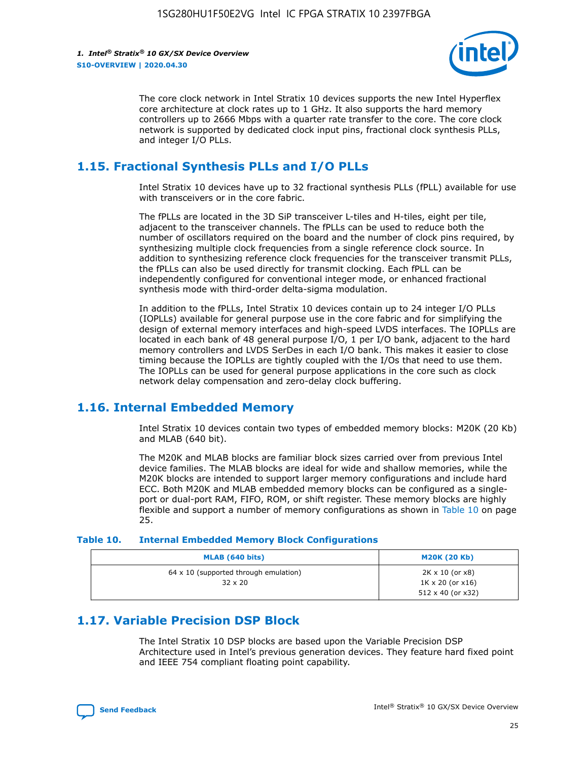The core clock network in Intel Stratix 10 devices supports the new Intel Hyperflex core architecture at clock rates up to 1 GHz. It also supports the hard memory controllers up to 2666 Mbps with a quarter rate transfer to the core. The core clock network is supported by dedicated clock input pins, fractional clock synthesis PLLs, and integer I/O PLLs.

## 1.15. Fractional Synthesis PLLs and I/O PLLs

Intel Stratix 10 devices have up to 32 fractional synthesis PLLs (fPLL) available for use with transceivers or in the core fabric.

The fPLLs are located in the 3D SiP transceiver L-tiles and H-tiles, eight per tile, adjacent to the transceiver channels. The fPLLs can be used to reduce both the number of oscillators required on the board and the number of clock pins required, by synthesizing multiple clock frequencies from a single reference clock source. In addition to synthesizing reference clock frequencies for the transceiver transmit PLLs, the fPLLs can also be used directly for transmit clocking. Each fPLL can be independently configured for conventional integer mode, or enhanced fractional synthesis mode with third-order delta-sigma modulation.

In addition to the fPLLs, Intel Stratix 10 devices contain up to 24 integer I/O PLLs (IOPLLs) available for general purpose use in the core fabric and for simplifying the design of external memory interfaces and high-speed LVDS interfaces. The IOPLLs are located in each bank of 48 general purpose I/O, 1 per I/O bank, adjacent to the hard memory controllers and LVDS SerDes in each I/O bank. This makes it easier to close timing because the IOPLLs are tightly coupled with the I/Os that need to use them. The IOPLLs can be used for general purpose applications in the core such as clock network delay compensation and zero-delay clock buffering.

## 1.16. Internal Embedded Memory

Intel Stratix 10 devices contain two types of embedded memory blocks: M20K (20 Kb) and MLAB (640 bit).

The M20K and MLAB blocks are familiar block sizes carried over from previous Intel device families. The MLAB blocks are ideal for wide and shallow memories, while the M20K blocks are intended to support larger memory configurations and include hard ECC. Both M20K and MLAB embedded memory blocks can be configured as a single-port or dual-port RAM, FIFO, ROM, or shift register. These memory blocks are highly flexible and support a number of memory configurations as shown in Table 10 on page 25.

**Table 10. Internal Embedded Memory Block Configurations**

| MLAB (640 bits) | M20K (20 Kb) |
|---|---|
| 64 x 10 (supported through emulation)<br>32 x 20 | 2K x 10 (or x8)<br>1K x 20 (or x16)<br>512 x 40 (or x32) |

## 1.17. Variable Precision DSP Block

The Intel Stratix 10 DSP blocks are based upon the Variable Precision DSP Architecture used in Intel's previous generation devices. They feature hard fixed point and IEEE 754 compliant floating point capability.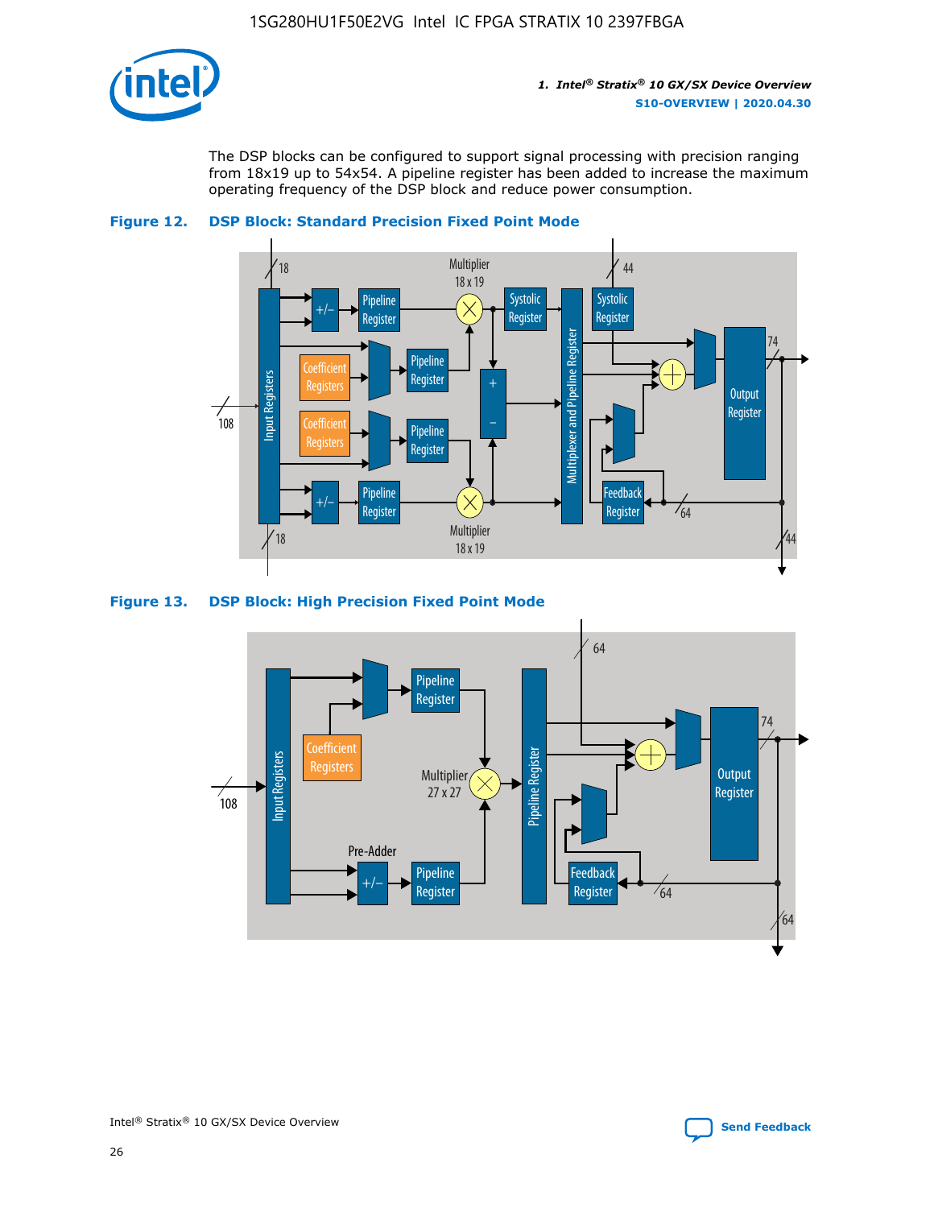The DSP blocks can be configured to support signal processing with precision ranging from 18x19 up to 54x54. A pipeline register has been added to increase the maximum operating frequency of the DSP block and reduce power consumption.

**Figure 12. DSP Block: Standard Precision Fixed Point Mode**

**Figure 13. DSP Block: High Precision Fixed Point Mode**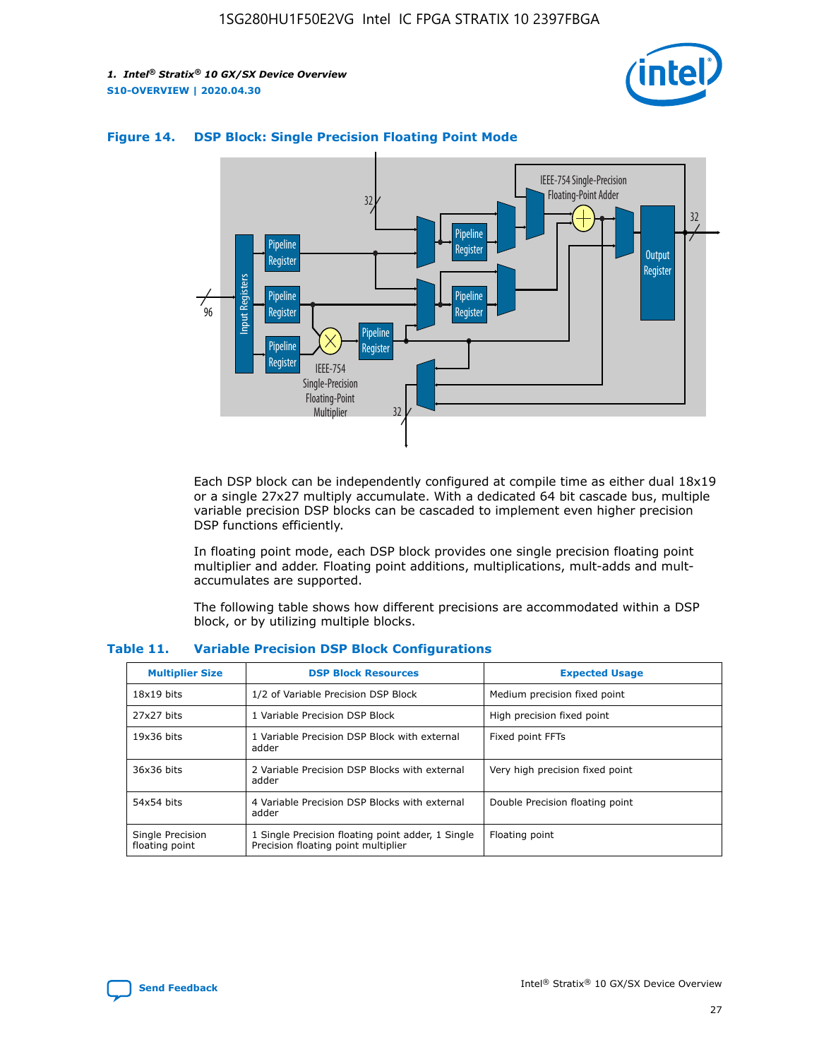**Figure 14. DSP Block: Single Precision Floating Point Mode**

Each DSP block can be independently configured at compile time as either dual 18x19 or a single 27x27 multiply accumulate. With a dedicated 64 bit cascade bus, multiple variable precision DSP blocks can be cascaded to implement even higher precision DSP functions efficiently.

In floating point mode, each DSP block provides one single precision floating point multiplier and adder. Floating point additions, multiplications, mult-adds and mult-accumulates are supported.

The following table shows how different precisions are accommodated within a DSP block, or by utilizing multiple blocks.

**Table 11. Variable Precision DSP Block Configurations**

| Multiplier Size | DSP Block Resources | Expected Usage |
|---|---|---|
| 18x19 bits | 1/2 of Variable Precision DSP Block | Medium precision fixed point |
| 27x27 bits | 1 Variable Precision DSP Block | High precision fixed point |
| 19x36 bits | 1 Variable Precision DSP Block with external adder | Fixed point FFTs |
| 36x36 bits | 2 Variable Precision DSP Blocks with external adder | Very high precision fixed point |
| 54x54 bits | 4 Variable Precision DSP Blocks with external adder | Double Precision floating point |
| Single Precision floating point | 1 Single Precision floating point adder, 1 Single Precision floating point multiplier | Floating point |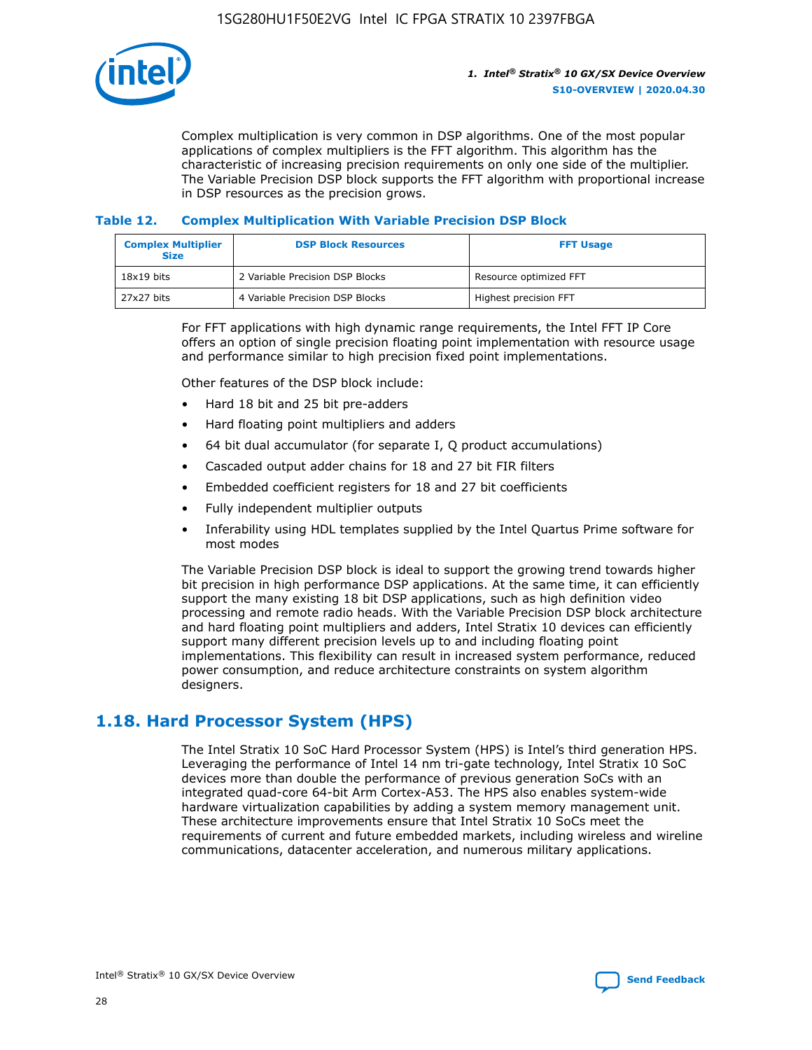Complex multiplication is very common in DSP algorithms. One of the most popular applications of complex multipliers is the FFT algorithm. This algorithm has the characteristic of increasing precision requirements on only one side of the multiplier. The Variable Precision DSP block supports the FFT algorithm with proportional increase in DSP resources as the precision grows.

**Table 12. Complex Multiplication With Variable Precision DSP Block**

| Complex Multiplier Size | DSP Block Resources | FFT Usage |
|---|---|---|
| 18x19 bits | 2 Variable Precision DSP Blocks | Resource optimized FFT |
| 27x27 bits | 4 Variable Precision DSP Blocks | Highest precision FFT |

For FFT applications with high dynamic range requirements, the Intel FFT IP Core offers an option of single precision floating point implementation with resource usage and performance similar to high precision fixed point implementations.

Other features of the DSP block include:

- Hard 18 bit and 25 bit pre-adders
- Hard floating point multipliers and adders
- 64 bit dual accumulator (for separate I, Q product accumulations)
- Cascaded output adder chains for 18 and 27 bit FIR filters
- Embedded coefficient registers for 18 and 27 bit coefficients
- Fully independent multiplier outputs
- Inferability using HDL templates supplied by the Intel Quartus Prime software for most modes

The Variable Precision DSP block is ideal to support the growing trend towards higher bit precision in high performance DSP applications. At the same time, it can efficiently support the many existing 18 bit DSP applications, such as high definition video processing and remote radio heads. With the Variable Precision DSP block architecture and hard floating point multipliers and adders, Intel Stratix 10 devices can efficiently support many different precision levels up to and including floating point implementations. This flexibility can result in increased system performance, reduced power consumption, and reduce architecture constraints on system algorithm designers.

## 1.18. Hard Processor System (HPS)

The Intel Stratix 10 SoC Hard Processor System (HPS) is Intel's third generation HPS. Leveraging the performance of Intel 14 nm tri-gate technology, Intel Stratix 10 SoC devices more than double the performance of previous generation SoCs with an integrated quad-core 64-bit Arm Cortex-A53. The HPS also enables system-wide hardware virtualization capabilities by adding a system memory management unit. These architecture improvements ensure that Intel Stratix 10 SoCs meet the requirements of current and future embedded markets, including wireless and wireline communications, datacenter acceleration, and numerous military applications.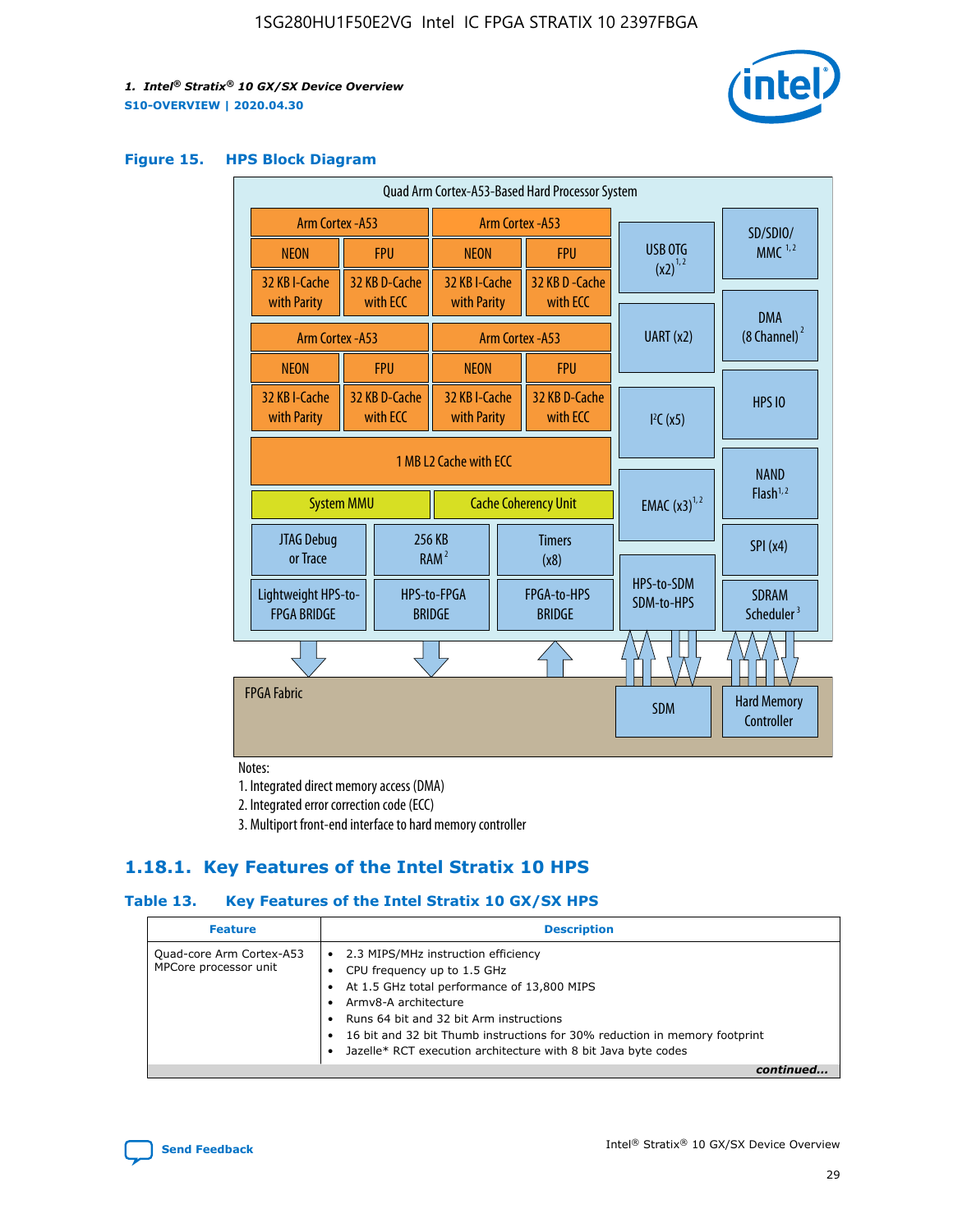**Figure 15. HPS Block Diagram**

Notes:
1. Integrated direct memory access (DMA)
2. Integrated error correction code (ECC)
3. Multiport front-end interface to hard memory controller

## 1.18.1. Key Features of the Intel Stratix 10 HPS

**Table 13. Key Features of the Intel Stratix 10 GX/SX HPS**

| Feature | Description |
|---|---|
| Quad-core Arm Cortex-A53 MPCore processor unit | • 2.3 MIPS/MHz instruction efficiency<br>• CPU frequency up to 1.5 GHz<br>• At 1.5 GHz total performance of 13,800 MIPS<br>• Armv8-A architecture<br>• Runs 64 bit and 32 bit Arm instructions<br>• 16 bit and 32 bit Thumb instructions for 30% reduction in memory footprint<br>• Jazelle* RCT execution architecture with 8 bit Java byte codes |

*continued...*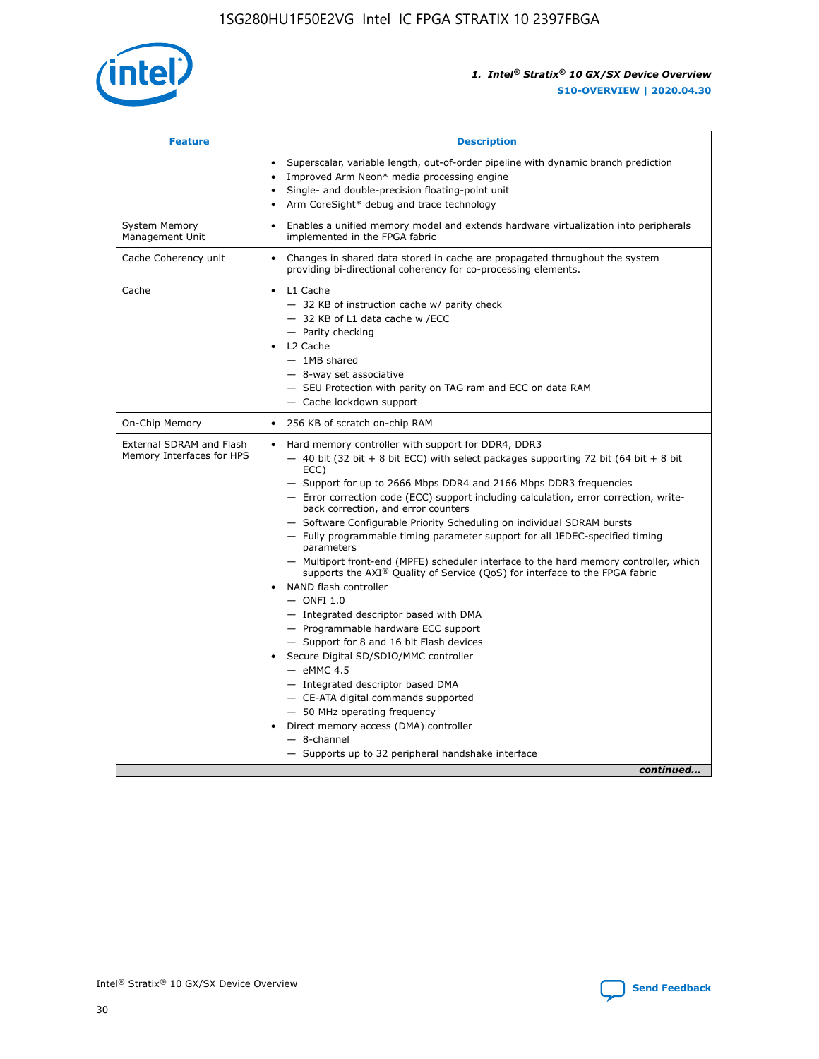| Feature | Description |
| --- | --- |
| | • Superscalar, variable length, out-of-order pipeline with dynamic branch prediction<br>• Improved Arm Neon* media processing engine<br>• Single- and double-precision floating-point unit<br>• Arm CoreSight* debug and trace technology |
| System Memory Management Unit | • Enables a unified memory model and extends hardware virtualization into peripherals implemented in the FPGA fabric |
| Cache Coherency unit | • Changes in shared data stored in cache are propagated throughout the system providing bi-directional coherency for co-processing elements. |
| Cache | • L1 Cache<br>— 32 KB of instruction cache w/ parity check<br>— 32 KB of L1 data cache w /ECC<br>— Parity checking<br>• L2 Cache<br>— 1MB shared<br>— 8-way set associative<br>— SEU Protection with parity on TAG ram and ECC on data RAM<br>— Cache lockdown support |
| On-Chip Memory | • 256 KB of scratch on-chip RAM |
| External SDRAM and Flash Memory Interfaces for HPS | • Hard memory controller with support for DDR4, DDR3<br>— 40 bit (32 bit + 8 bit ECC) with select packages supporting 72 bit (64 bit + 8 bit ECC)<br>— Support for up to 2666 Mbps DDR4 and 2166 Mbps DDR3 frequencies<br>— Error correction code (ECC) support including calculation, error correction, write-back correction, and error counters<br>— Software Configurable Priority Scheduling on individual SDRAM bursts<br>— Fully programmable timing parameter support for all JEDEC-specified timing parameters<br>— Multiport front-end (MPFE) scheduler interface to the hard memory controller, which supports the AXI® Quality of Service (QoS) for interface to the FPGA fabric<br>• NAND flash controller<br>— ONFI 1.0<br>— Integrated descriptor based with DMA<br>— Programmable hardware ECC support<br>— Support for 8 and 16 bit Flash devices<br>• Secure Digital SD/SDIO/MMC controller<br>— eMMC 4.5<br>— Integrated descriptor based DMA<br>— CE-ATA digital commands supported<br>— 50 MHz operating frequency<br>• Direct memory access (DMA) controller<br>— 8-channel<br>— Supports up to 32 peripheral handshake interface |

*continued...*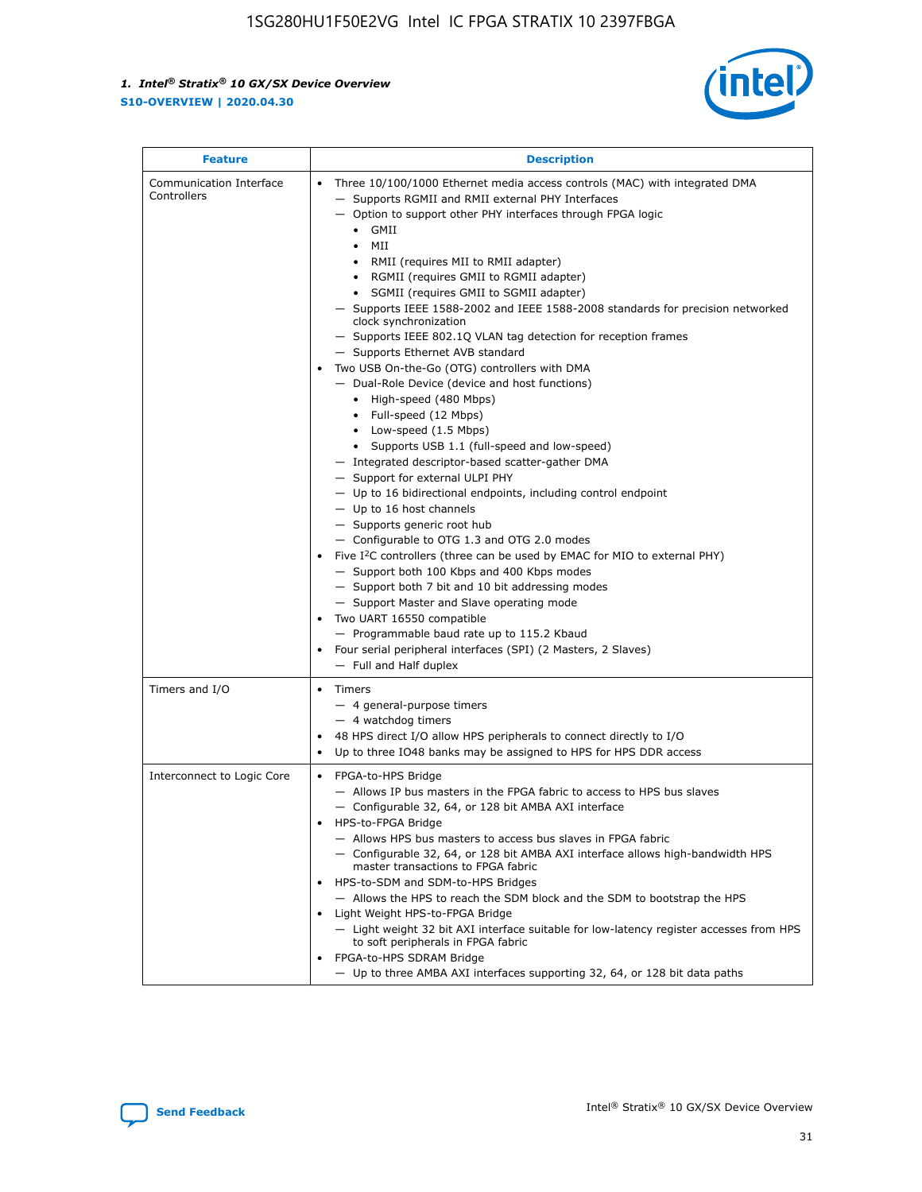| Feature | Description |
| --- | --- |
| Communication Interface Controllers | • Three 10/100/1000 Ethernet media access controls (MAC) with integrated DMA<br>— Supports RGMII and RMII external PHY Interfaces<br>— Option to support other PHY interfaces through FPGA logic<br>• GMII<br>• MII<br>• RMII (requires MII to RMII adapter)<br>• RGMII (requires GMII to RGMII adapter)<br>• SGMII (requires GMII to SGMII adapter)<br>— Supports IEEE 1588-2002 and IEEE 1588-2008 standards for precision networked clock synchronization<br>— Supports IEEE 802.1Q VLAN tag detection for reception frames<br>— Supports Ethernet AVB standard<br>• Two USB On-the-Go (OTG) controllers with DMA<br>— Dual-Role Device (device and host functions)<br>• High-speed (480 Mbps)<br>• Full-speed (12 Mbps)<br>• Low-speed (1.5 Mbps)<br>• Supports USB 1.1 (full-speed and low-speed)<br>— Integrated descriptor-based scatter-gather DMA<br>— Support for external ULPI PHY<br>— Up to 16 bidirectional endpoints, including control endpoint<br>— Up to 16 host channels<br>— Supports generic root hub<br>— Configurable to OTG 1.3 and OTG 2.0 modes<br>• Five I$^2$C controllers (three can be used by EMAC for MIO to external PHY)<br>— Support both 100 Kbps and 400 Kbps modes<br>— Support both 7 bit and 10 bit addressing modes<br>— Support Master and Slave operating mode<br>• Two UART 16550 compatible<br>— Programmable baud rate up to 115.2 Kbaud<br>• Four serial peripheral interfaces (SPI) (2 Masters, 2 Slaves)<br>— Full and Half duplex |
| Timers and I/O | • Timers<br>— 4 general-purpose timers<br>— 4 watchdog timers<br>• 48 HPS direct I/O allow HPS peripherals to connect directly to I/O<br>• Up to three IO48 banks may be assigned to HPS for HPS DDR access |
| Interconnect to Logic Core | • FPGA-to-HPS Bridge<br>— Allows IP bus masters in the FPGA fabric to access to HPS bus slaves<br>— Configurable 32, 64, or 128 bit AMBA AXI interface<br>• HPS-to-FPGA Bridge<br>— Allows HPS bus masters to access bus slaves in FPGA fabric<br>— Configurable 32, 64, or 128 bit AMBA AXI interface allows high-bandwidth HPS master transactions to FPGA fabric<br>• HPS-to-SDM and SDM-to-HPS Bridges<br>— Allows the HPS to reach the SDM block and the SDM to bootstrap the HPS<br>• Light Weight HPS-to-FPGA Bridge<br>— Light weight 32 bit AXI interface suitable for low-latency register accesses from HPS to soft peripherals in FPGA fabric<br>• FPGA-to-HPS SDRAM Bridge<br>— Up to three AMBA AXI interfaces supporting 32, 64, or 128 bit data paths |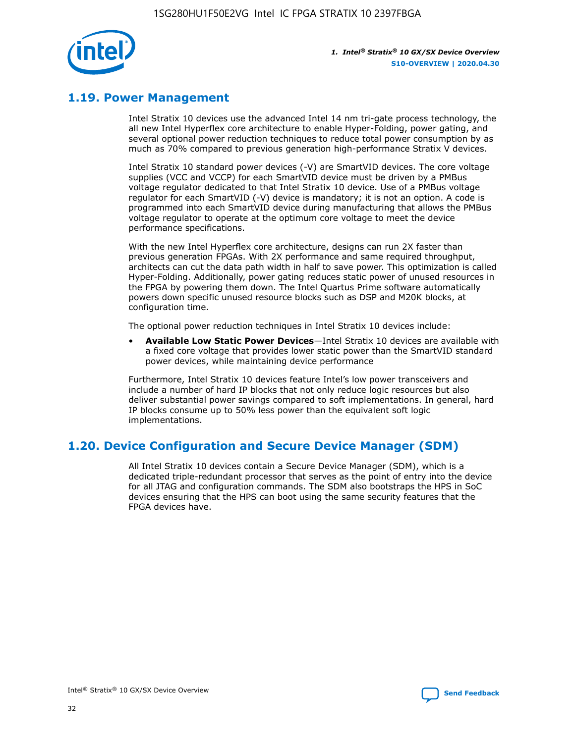## 1.19. Power Management

Intel Stratix 10 devices use the advanced Intel 14 nm tri-gate process technology, the all new Intel Hyperflex core architecture to enable Hyper-Folding, power gating, and several optional power reduction techniques to reduce total power consumption by as much as 70% compared to previous generation high-performance Stratix V devices.

Intel Stratix 10 standard power devices (-V) are SmartVID devices. The core voltage supplies (VCC and VCCP) for each SmartVID device must be driven by a PMBus voltage regulator dedicated to that Intel Stratix 10 device. Use of a PMBus voltage regulator for each SmartVID (-V) device is mandatory; it is not an option. A code is programmed into each SmartVID device during manufacturing that allows the PMBus voltage regulator to operate at the optimum core voltage to meet the device performance specifications.

With the new Intel Hyperflex core architecture, designs can run 2X faster than previous generation FPGAs. With 2X performance and same required throughput, architects can cut the data path width in half to save power. This optimization is called Hyper-Folding. Additionally, power gating reduces static power of unused resources in the FPGA by powering them down. The Intel Quartus Prime software automatically powers down specific unused resource blocks such as DSP and M20K blocks, at configuration time.

The optional power reduction techniques in Intel Stratix 10 devices include:

- **Available Low Static Power Devices**—Intel Stratix 10 devices are available with a fixed core voltage that provides lower static power than the SmartVID standard power devices, while maintaining device performance

Furthermore, Intel Stratix 10 devices feature Intel's low power transceivers and include a number of hard IP blocks that not only reduce logic resources but also deliver substantial power savings compared to soft implementations. In general, hard IP blocks consume up to 50% less power than the equivalent soft logic implementations.

## 1.20. Device Configuration and Secure Device Manager (SDM)

All Intel Stratix 10 devices contain a Secure Device Manager (SDM), which is a dedicated triple-redundant processor that serves as the point of entry into the device for all JTAG and configuration commands. The SDM also bootstraps the HPS in SoC devices ensuring that the HPS can boot using the same security features that the FPGA devices have.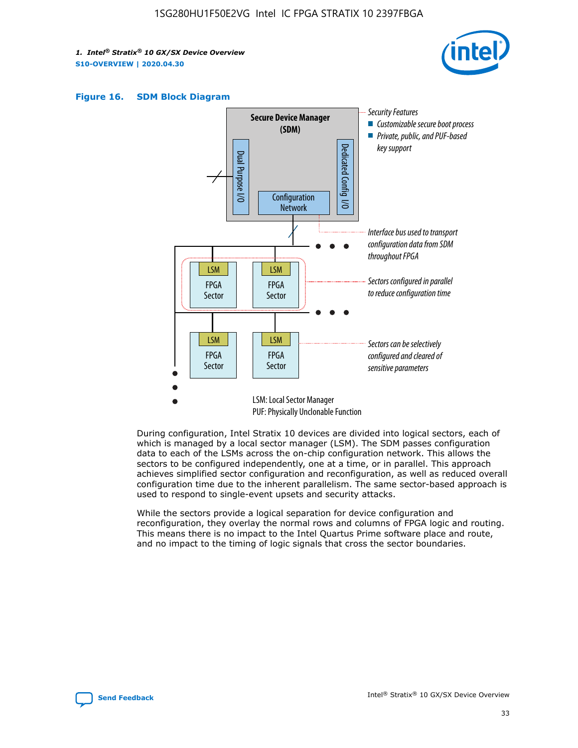**Figure 16. SDM Block Diagram**

Secure Device Manager (SDM)

Dual Purpose I/O

Dedicated Config I/O

Configuration Network

Security Features
- Customizable secure boot process
- Private, public, and PUF-based key support

Interface bus used to transport configuration data from SDM throughout FPGA

Sectors configured in parallel to reduce configuration time

Sectors can be selectively configured and cleared of sensitive parameters

LSM: Local Sector Manager
PUF: Physically Unclonable Function

During configuration, Intel Stratix 10 devices are divided into logical sectors, each of which is managed by a local sector manager (LSM). The SDM passes configuration data to each of the LSMs across the on-chip configuration network. This allows the sectors to be configured independently, one at a time, or in parallel. This approach achieves simplified sector configuration and reconfiguration, as well as reduced overall configuration time due to the inherent parallelism. The same sector-based approach is used to respond to single-event upsets and security attacks.

While the sectors provide a logical separation for device configuration and reconfiguration, they overlay the normal rows and columns of FPGA logic and routing. This means there is no impact to the Intel Quartus Prime software place and route, and no impact to the timing of logic signals that cross the sector boundaries.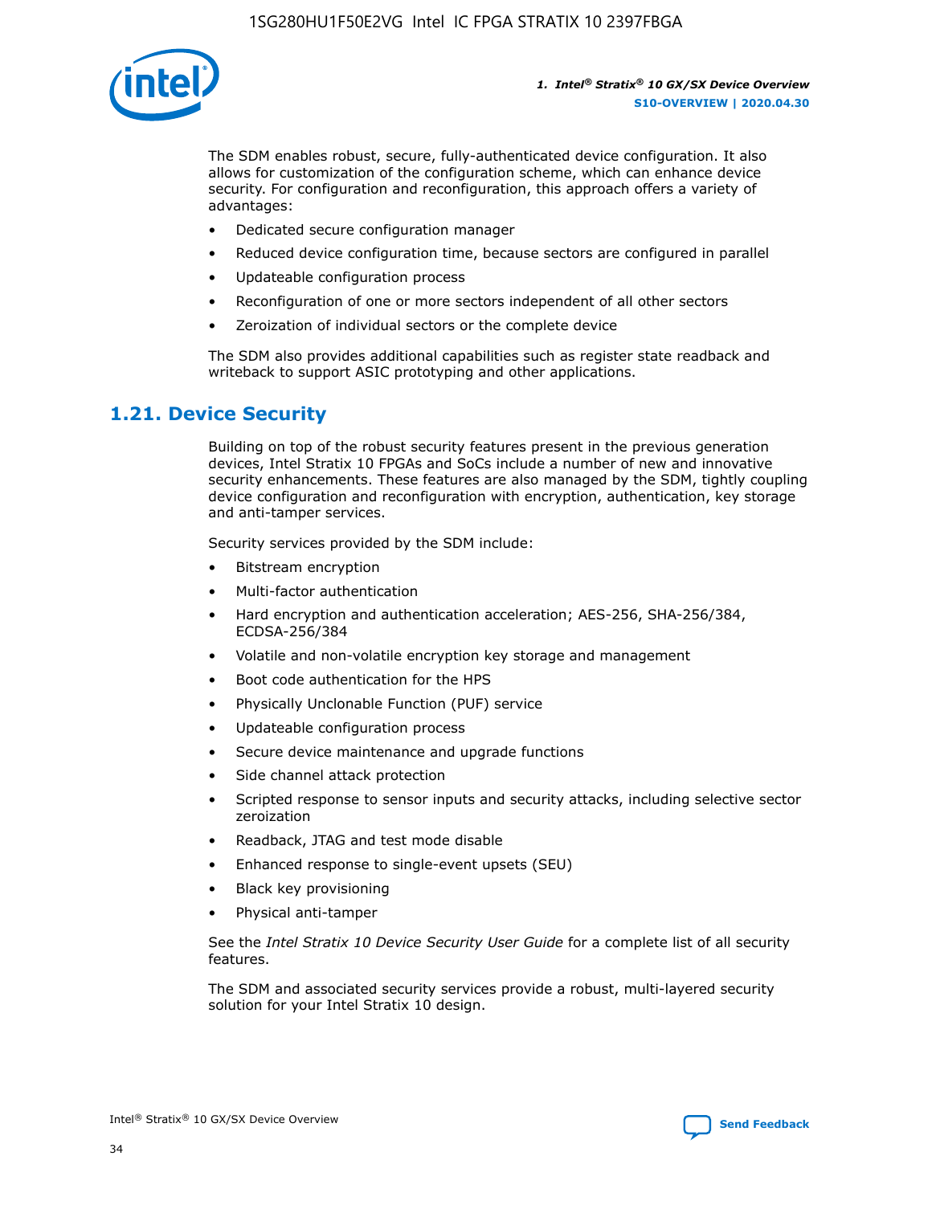The SDM enables robust, secure, fully-authenticated device configuration. It also allows for customization of the configuration scheme, which can enhance device security. For configuration and reconfiguration, this approach offers a variety of advantages:

- Dedicated secure configuration manager
- Reduced device configuration time, because sectors are configured in parallel
- Updateable configuration process
- Reconfiguration of one or more sectors independent of all other sectors
- Zeroization of individual sectors or the complete device

The SDM also provides additional capabilities such as register state readback and writeback to support ASIC prototyping and other applications.

## 1.21. Device Security

Building on top of the robust security features present in the previous generation devices, Intel Stratix 10 FPGAs and SoCs include a number of new and innovative security enhancements. These features are also managed by the SDM, tightly coupling device configuration and reconfiguration with encryption, authentication, key storage and anti-tamper services.

Security services provided by the SDM include:

- Bitstream encryption
- Multi-factor authentication
- Hard encryption and authentication acceleration; AES-256, SHA-256/384, ECDSA-256/384
- Volatile and non-volatile encryption key storage and management
- Boot code authentication for the HPS
- Physically Unclonable Function (PUF) service
- Updateable configuration process
- Secure device maintenance and upgrade functions
- Side channel attack protection
- Scripted response to sensor inputs and security attacks, including selective sector zeroization
- Readback, JTAG and test mode disable
- Enhanced response to single-event upsets (SEU)
- Black key provisioning
- Physical anti-tamper

See the *Intel Stratix 10 Device Security User Guide* for a complete list of all security features.

The SDM and associated security services provide a robust, multi-layered security solution for your Intel Stratix 10 design.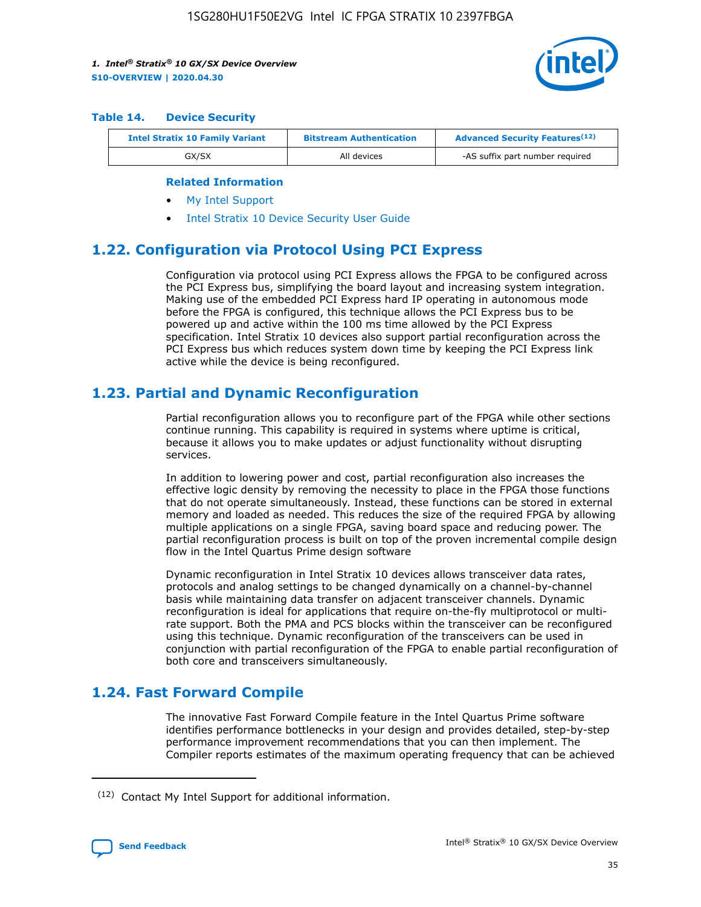**Table 14. Device Security**

| Intel Stratix 10 Family Variant | Bitstream Authentication | Advanced Security Features[12] |
|---|---|---|
| GX/SX | All devices | -AS suffix part number required |

**Related Information**

- My Intel Support
- Intel Stratix 10 Device Security User Guide

## 1.22. Configuration via Protocol Using PCI Express

Configuration via protocol using PCI Express allows the FPGA to be configured across the PCI Express bus, simplifying the board layout and increasing system integration. Making use of the embedded PCI Express hard IP operating in autonomous mode before the FPGA is configured, this technique allows the PCI Express bus to be powered up and active within the 100 ms time allowed by the PCI Express specification. Intel Stratix 10 devices also support partial reconfiguration across the PCI Express bus which reduces system down time by keeping the PCI Express link active while the device is being reconfigured.

## 1.23. Partial and Dynamic Reconfiguration

Partial reconfiguration allows you to reconfigure part of the FPGA while other sections continue running. This capability is required in systems where uptime is critical, because it allows you to make updates or adjust functionality without disrupting services.

In addition to lowering power and cost, partial reconfiguration also increases the effective logic density by removing the necessity to place in the FPGA those functions that do not operate simultaneously. Instead, these functions can be stored in external memory and loaded as needed. This reduces the size of the required FPGA by allowing multiple applications on a single FPGA, saving board space and reducing power. The partial reconfiguration process is built on top of the proven incremental compile design flow in the Intel Quartus Prime design software

Dynamic reconfiguration in Intel Stratix 10 devices allows transceiver data rates, protocols and analog settings to be changed dynamically on a channel-by-channel basis while maintaining data transfer on adjacent transceiver channels. Dynamic reconfiguration is ideal for applications that require on-the-fly multiprotocol or multi-rate support. Both the PMA and PCS blocks within the transceiver can be reconfigured using this technique. Dynamic reconfiguration of the transceivers can be used in conjunction with partial reconfiguration of the FPGA to enable partial reconfiguration of both core and transceivers simultaneously.

## 1.24. Fast Forward Compile

The innovative Fast Forward Compile feature in the Intel Quartus Prime software identifies performance bottlenecks in your design and provides detailed, step-by-step performance improvement recommendations that you can then implement. The Compiler reports estimates of the maximum operating frequency that can be achieved

(12) Contact My Intel Support for additional information.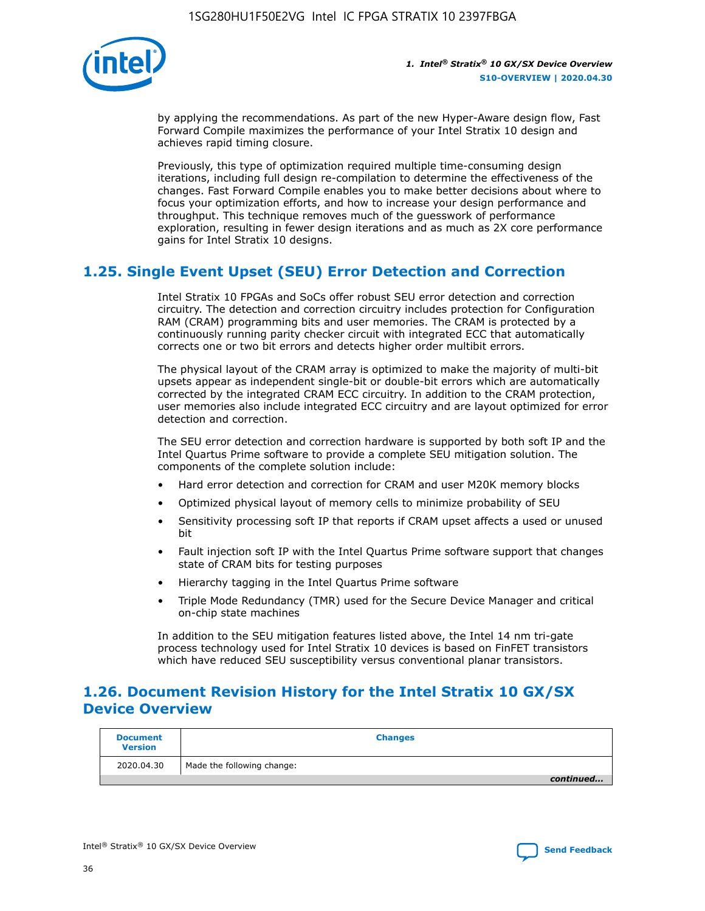by applying the recommendations. As part of the new Hyper-Aware design flow, Fast Forward Compile maximizes the performance of your Intel Stratix 10 design and achieves rapid timing closure.

Previously, this type of optimization required multiple time-consuming design iterations, including full design re-compilation to determine the effectiveness of the changes. Fast Forward Compile enables you to make better decisions about where to focus your optimization efforts, and how to increase your design performance and throughput. This technique removes much of the guesswork of performance exploration, resulting in fewer design iterations and as much as 2X core performance gains for Intel Stratix 10 designs.

## 1.25. Single Event Upset (SEU) Error Detection and Correction

Intel Stratix 10 FPGAs and SoCs offer robust SEU error detection and correction circuitry. The detection and correction circuitry includes protection for Configuration RAM (CRAM) programming bits and user memories. The CRAM is protected by a continuously running parity checker circuit with integrated ECC that automatically corrects one or two bit errors and detects higher order multibit errors.

The physical layout of the CRAM array is optimized to make the majority of multi-bit upsets appear as independent single-bit or double-bit errors which are automatically corrected by the integrated CRAM ECC circuitry. In addition to the CRAM protection, user memories also include integrated ECC circuitry and are layout optimized for error detection and correction.

The SEU error detection and correction hardware is supported by both soft IP and the Intel Quartus Prime software to provide a complete SEU mitigation solution. The components of the complete solution include:

- Hard error detection and correction for CRAM and user M20K memory blocks
- Optimized physical layout of memory cells to minimize probability of SEU
- Sensitivity processing soft IP that reports if CRAM upset affects a used or unused bit
- Fault injection soft IP with the Intel Quartus Prime software support that changes state of CRAM bits for testing purposes
- Hierarchy tagging in the Intel Quartus Prime software
- Triple Mode Redundancy (TMR) used for the Secure Device Manager and critical on-chip state machines

In addition to the SEU mitigation features listed above, the Intel 14 nm tri-gate process technology used for Intel Stratix 10 devices is based on FinFET transistors which have reduced SEU susceptibility versus conventional planar transistors.

## 1.26. Document Revision History for the Intel Stratix 10 GX/SX Device Overview

| Document Version | Changes |
|---|---|
| 2020.04.30 | Made the following change: |

*continued...*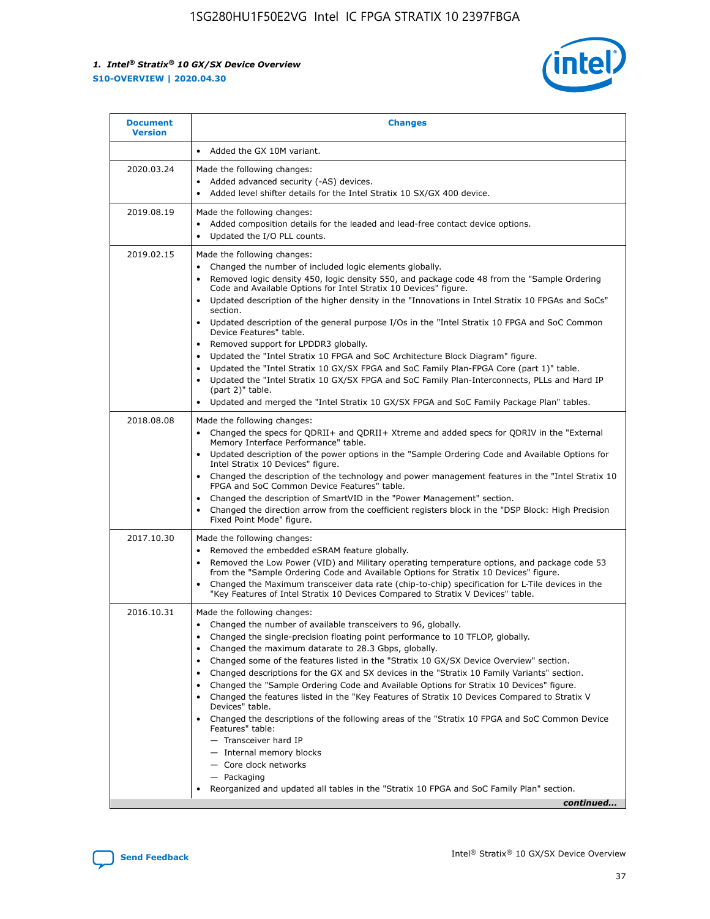| Document Version | Changes |
| --- | --- |
| | • Added the GX 10M variant. |
| 2020.03.24 | Made the following changes:<br>• Added advanced security (-AS) devices.<br>• Added level shifter details for the Intel Stratix 10 SX/GX 400 device. |
| 2019.08.19 | Made the following changes:<br>• Added composition details for the leaded and lead-free contact device options.<br>• Updated the I/O PLL counts. |
| 2019.02.15 | Made the following changes:<br>• Changed the number of included logic elements globally.<br>• Removed logic density 450, logic density 550, and package code 48 from the "Sample Ordering Code and Available Options for Intel Stratix 10 Devices" figure.<br>• Updated description of the higher density in the "Innovations in Intel Stratix 10 FPGAs and SoCs" section.<br>• Updated description of the general purpose I/Os in the "Intel Stratix 10 FPGA and SoC Common Device Features" table.<br>• Removed support for LPDDR3 globally.<br>• Updated the "Intel Stratix 10 FPGA and SoC Architecture Block Diagram" figure.<br>• Updated the "Intel Stratix 10 GX/SX FPGA and SoC Family Plan-FPGA Core (part 1)" table.<br>• Updated the "Intel Stratix 10 GX/SX FPGA and SoC Family Plan-Interconnects, PLLs and Hard IP (part 2)" table.<br>• Updated and merged the "Intel Stratix 10 GX/SX FPGA and SoC Family Package Plan" tables. |
| 2018.08.08 | Made the following changes:<br>• Changed the specs for QDRII+ and QDRII+ Xtreme and added specs for QDRIV in the "External Memory Interface Performance" table.<br>• Updated description of the power options in the "Sample Ordering Code and Available Options for Intel Stratix 10 Devices" figure.<br>• Changed the description of the technology and power management features in the "Intel Stratix 10 FPGA and SoC Common Device Features" table.<br>• Changed the description of SmartVID in the "Power Management" section.<br>• Changed the direction arrow from the coefficient registers block in the "DSP Block: High Precision Fixed Point Mode" figure. |
| 2017.10.30 | Made the following changes:<br>• Removed the embedded eSRAM feature globally.<br>• Removed the Low Power (VID) and Military operating temperature options, and package code 53 from the "Sample Ordering Code and Available Options for Stratix 10 Devices" figure.<br>• Changed the Maximum transceiver data rate (chip-to-chip) specification for L-Tile devices in the "Key Features of Intel Stratix 10 Devices Compared to Stratix V Devices" table. |
| 2016.10.31 | Made the following changes:<br>• Changed the number of available transceivers to 96, globally.<br>• Changed the single-precision floating point performance to 10 TFLOP, globally.<br>• Changed the maximum datarate to 28.3 Gbps, globally.<br>• Changed some of the features listed in the "Stratix 10 GX/SX Device Overview" section.<br>• Changed descriptions for the GX and SX devices in the "Stratix 10 Family Variants" section.<br>• Changed the "Sample Ordering Code and Available Options for Stratix 10 Devices" figure.<br>• Changed the features listed in the "Key Features of Stratix 10 Devices Compared to Stratix V Devices" table.<br>• Changed the descriptions of the following areas of the "Stratix 10 FPGA and SoC Common Device Features" table:<br>— Transceiver hard IP<br>— Internal memory blocks<br>— Core clock networks<br>— Packaging<br>• Reorganized and updated all tables in the "Stratix 10 FPGA and SoC Family Plan" section. |

*continued...*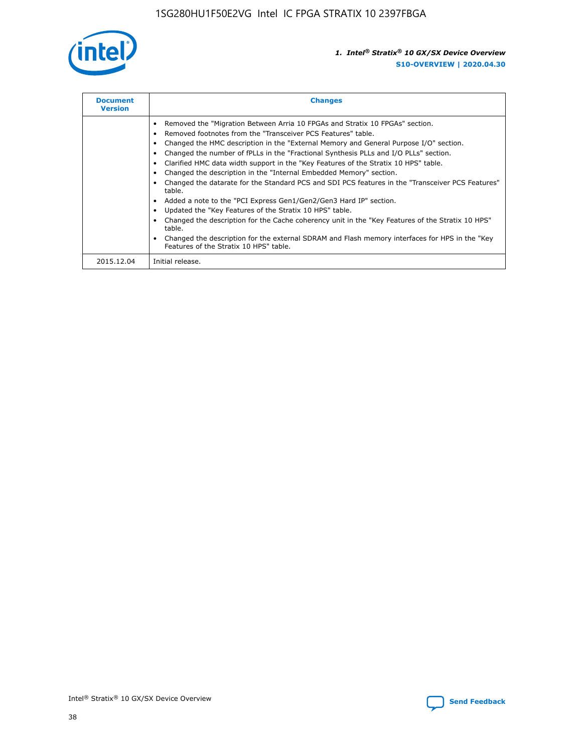| Document Version | Changes |
| --- | --- |
| | • Removed the "Migration Between Arria 10 FPGAs and Stratix 10 FPGAs" section.<br>• Removed footnotes from the "Transceiver PCS Features" table.<br>• Changed the HMC description in the "External Memory and General Purpose I/O" section.<br>• Changed the number of fPLLs in the "Fractional Synthesis PLLs and I/O PLLs" section.<br>• Clarified HMC data width support in the "Key Features of the Stratix 10 HPS" table.<br>• Changed the description in the "Internal Embedded Memory" section.<br>• Changed the datarate for the Standard PCS and SDI PCS features in the "Transceiver PCS Features" table.<br>• Added a note to the "PCI Express Gen1/Gen2/Gen3 Hard IP" section.<br>• Updated the "Key Features of the Stratix 10 HPS" table.<br>• Changed the description for the Cache coherency unit in the "Key Features of the Stratix 10 HPS" table.<br>• Changed the description for the external SDRAM and Flash memory interfaces for HPS in the "Key Features of the Stratix 10 HPS" table. |
| 2015.12.04 | Initial release. |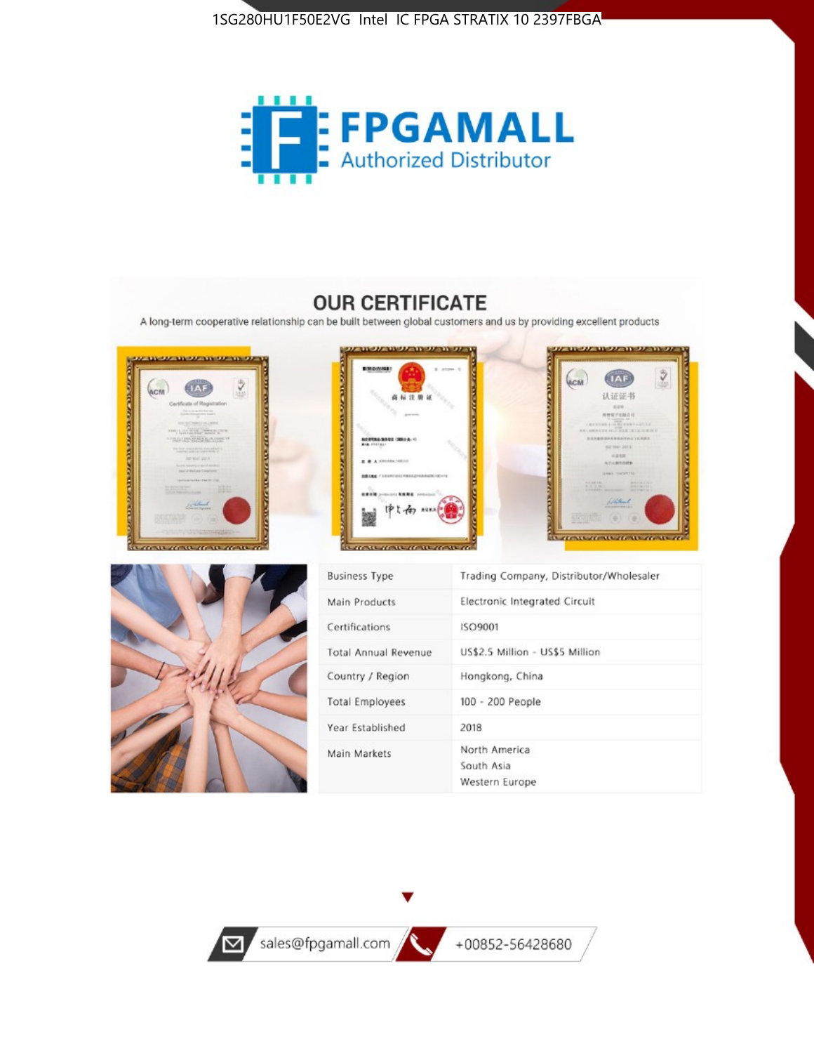# FPGAMALL

Authorized Distributor

## OUR CERTIFICATE

A long-term cooperative relationship can be built between global customers and us by providing excellent products

| | |
|---|---|
| Business Type | Trading Company, Distributor/Wholesaler |
| Main Products | Electronic Integrated Circuit |
| Certifications | ISO9001 |
| Total Annual Revenue | US$2.5 Million - US$5 Million |
| Country / Region | Hongkong, China |
| Total Employees | 100 - 200 People |
| Year Established | 2018 |
| Main Markets | North America<br>South Asia<br>Western Europe |

sales@fpgamall.com

+00852-56428680